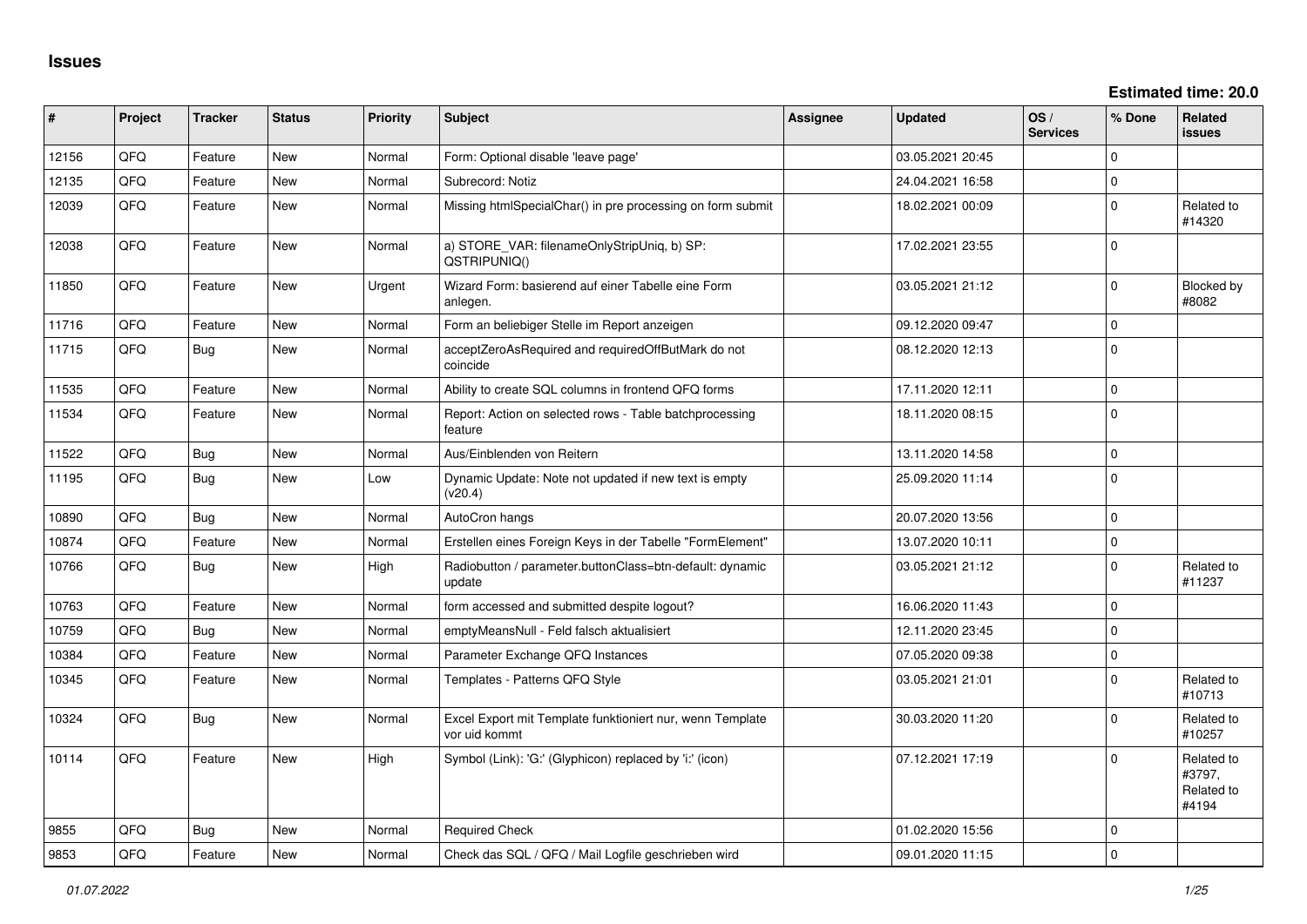# Issues

**Estimated time: 20.0**

| # | Project | Tracker | Status | Priority | Subject | Assignee | Updated | OS / Services | % Done | Related issues |
|---|---|---|---|---|---|---|---|---|---|---|
| 12156 | QFQ | Feature | New | Normal | Form: Optional disable 'leave page' | | 03.05.2021 20:45 | | 0 | |
| 12135 | QFQ | Feature | New | Normal | Subrecord: Notiz | | 24.04.2021 16:58 | | 0 | |
| 12039 | QFQ | Feature | New | Normal | Missing htmlSpecialChar() in pre processing on form submit | | 18.02.2021 00:09 | | 0 | Related to #14320 |
| 12038 | QFQ | Feature | New | Normal | a) STORE_VAR: filenameOnlyStripUniq, b) SP: QSTRIPUNIQ() | | 17.02.2021 23:55 | | 0 | |
| 11850 | QFQ | Feature | New | Urgent | Wizard Form: basierend auf einer Tabelle eine Form anlegen. | | 03.05.2021 21:12 | | 0 | Blocked by #8082 |
| 11716 | QFQ | Feature | New | Normal | Form an beliebiger Stelle im Report anzeigen | | 09.12.2020 09:47 | | 0 | |
| 11715 | QFQ | Bug | New | Normal | acceptZeroAsRequired and requiredOffButMark do not coincide | | 08.12.2020 12:13 | | 0 | |
| 11535 | QFQ | Feature | New | Normal | Ability to create SQL columns in frontend QFQ forms | | 17.11.2020 12:11 | | 0 | |
| 11534 | QFQ | Feature | New | Normal | Report: Action on selected rows - Table batchprocessing feature | | 18.11.2020 08:15 | | 0 | |
| 11522 | QFQ | Bug | New | Normal | Aus/Einblenden von Reitern | | 13.11.2020 14:58 | | 0 | |
| 11195 | QFQ | Bug | New | Low | Dynamic Update: Note not updated if new text is empty (v20.4) | | 25.09.2020 11:14 | | 0 | |
| 10890 | QFQ | Bug | New | Normal | AutoCron hangs | | 20.07.2020 13:56 | | 0 | |
| 10874 | QFQ | Feature | New | Normal | Erstellen eines Foreign Keys in der Tabelle "FormElement" | | 13.07.2020 10:11 | | 0 | |
| 10766 | QFQ | Bug | New | High | Radiobutton / parameter.buttonClass=btn-default: dynamic update | | 03.05.2021 21:12 | | 0 | Related to #11237 |
| 10763 | QFQ | Feature | New | Normal | form accessed and submitted despite logout? | | 16.06.2020 11:43 | | 0 | |
| 10759 | QFQ | Bug | New | Normal | emptyMeansNull - Feld falsch aktualisiert | | 12.11.2020 23:45 | | 0 | |
| 10384 | QFQ | Feature | New | Normal | Parameter Exchange QFQ Instances | | 07.05.2020 09:38 | | 0 | |
| 10345 | QFQ | Feature | New | Normal | Templates - Patterns QFQ Style | | 03.05.2021 21:01 | | 0 | Related to #10713 |
| 10324 | QFQ | Bug | New | Normal | Excel Export mit Template funktioniert nur, wenn Template vor uid kommt | | 30.03.2020 11:20 | | 0 | Related to #10257 |
| 10114 | QFQ | Feature | New | High | Symbol (Link): 'G:' (Glyphicon) replaced by 'i:' (icon) | | 07.12.2021 17:19 | | 0 | Related to #3797, Related to #4194 |
| 9855 | QFQ | Bug | New | Normal | Required Check | | 01.02.2020 15:56 | | 0 | |
| 9853 | QFQ | Feature | New | Normal | Check das SQL / QFQ / Mail Logfile geschrieben wird | | 09.01.2020 11:15 | | 0 | |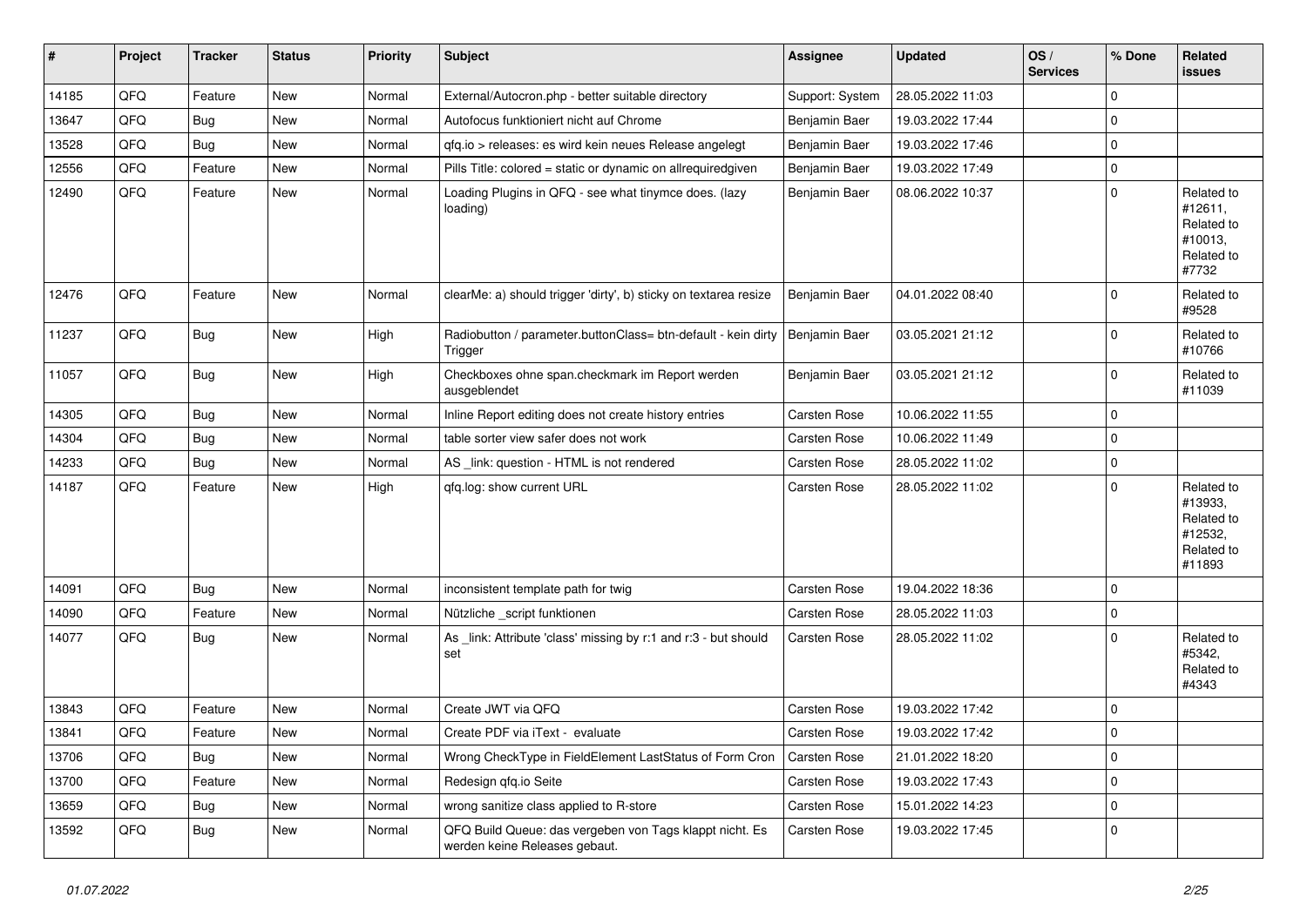| # | Project | Tracker | Status | Priority | Subject | Assignee | Updated | OS / Services | % Done | Related issues |
|---|---|---|---|---|---|---|---|---|---|---|
| 14185 | QFQ | Feature | New | Normal | External/Autocron.php - better suitable directory | Support: System | 28.05.2022 11:03 | | 0 | |
| 13647 | QFQ | Bug | New | Normal | Autofocus funktioniert nicht auf Chrome | Benjamin Baer | 19.03.2022 17:44 | | 0 | |
| 13528 | QFQ | Bug | New | Normal | qfq.io > releases: es wird kein neues Release angelegt | Benjamin Baer | 19.03.2022 17:46 | | 0 | |
| 12556 | QFQ | Feature | New | Normal | Pills Title: colored = static or dynamic on allrequiredgiven | Benjamin Baer | 19.03.2022 17:49 | | 0 | |
| 12490 | QFQ | Feature | New | Normal | Loading Plugins in QFQ - see what tinymce does. (lazy loading) | Benjamin Baer | 08.06.2022 10:37 | | 0 | Related to #12611, Related to #10013, Related to #7732 |
| 12476 | QFQ | Feature | New | Normal | clearMe: a) should trigger 'dirty', b) sticky on textarea resize | Benjamin Baer | 04.01.2022 08:40 | | 0 | Related to #9528 |
| 11237 | QFQ | Bug | New | High | Radiobutton / parameter.buttonClass= btn-default - kein dirty Trigger | Benjamin Baer | 03.05.2021 21:12 | | 0 | Related to #10766 |
| 11057 | QFQ | Bug | New | High | Checkboxes ohne span.checkmark im Report werden ausgeblendet | Benjamin Baer | 03.05.2021 21:12 | | 0 | Related to #11039 |
| 14305 | QFQ | Bug | New | Normal | Inline Report editing does not create history entries | Carsten Rose | 10.06.2022 11:55 | | 0 | |
| 14304 | QFQ | Bug | New | Normal | table sorter view safer does not work | Carsten Rose | 10.06.2022 11:49 | | 0 | |
| 14233 | QFQ | Bug | New | Normal | AS _link: question - HTML is not rendered | Carsten Rose | 28.05.2022 11:02 | | 0 | |
| 14187 | QFQ | Feature | New | High | qfq.log: show current URL | Carsten Rose | 28.05.2022 11:02 | | 0 | Related to #13933, Related to #12532, Related to #11893 |
| 14091 | QFQ | Bug | New | Normal | inconsistent template path for twig | Carsten Rose | 19.04.2022 18:36 | | 0 | |
| 14090 | QFQ | Feature | New | Normal | Nützliche _script funktionen | Carsten Rose | 28.05.2022 11:03 | | 0 | |
| 14077 | QFQ | Bug | New | Normal | As _link: Attribute 'class' missing by r:1 and r:3 - but should set | Carsten Rose | 28.05.2022 11:02 | | 0 | Related to #5342, Related to #4343 |
| 13843 | QFQ | Feature | New | Normal | Create JWT via QFQ | Carsten Rose | 19.03.2022 17:42 | | 0 | |
| 13841 | QFQ | Feature | New | Normal | Create PDF via iText - evaluate | Carsten Rose | 19.03.2022 17:42 | | 0 | |
| 13706 | QFQ | Bug | New | Normal | Wrong CheckType in FieldElement LastStatus of Form Cron | Carsten Rose | 21.01.2022 18:20 | | 0 | |
| 13700 | QFQ | Feature | New | Normal | Redesign qfq.io Seite | Carsten Rose | 19.03.2022 17:43 | | 0 | |
| 13659 | QFQ | Bug | New | Normal | wrong sanitize class applied to R-store | Carsten Rose | 15.01.2022 14:23 | | 0 | |
| 13592 | QFQ | Bug | New | Normal | QFQ Build Queue: das vergeben von Tags klappt nicht. Es werden keine Releases gebaut. | Carsten Rose | 19.03.2022 17:45 | | 0 | |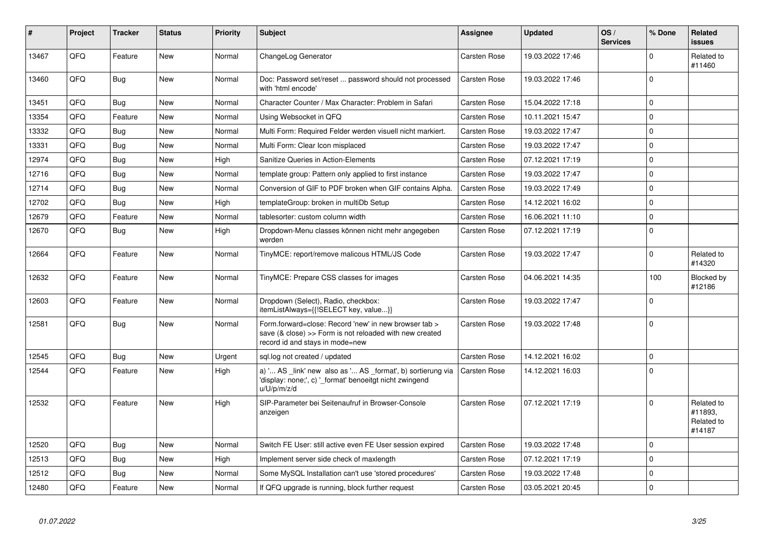| # | Project | Tracker | Status | Priority | Subject | Assignee | Updated | OS / Services | % Done | Related issues |
|---|---|---|---|---|---|---|---|---|---|---|
| 13467 | QFQ | Feature | New | Normal | ChangeLog Generator | Carsten Rose | 19.03.2022 17:46 | | 0 | Related to #11460 |
| 13460 | QFQ | Bug | New | Normal | Doc: Password set/reset ... password should not processed with 'html encode' | Carsten Rose | 19.03.2022 17:46 | | 0 | |
| 13451 | QFQ | Bug | New | Normal | Character Counter / Max Character: Problem in Safari | Carsten Rose | 15.04.2022 17:18 | | 0 | |
| 13354 | QFQ | Feature | New | Normal | Using Websocket in QFQ | Carsten Rose | 10.11.2021 15:47 | | 0 | |
| 13332 | QFQ | Bug | New | Normal | Multi Form: Required Felder werden visuell nicht markiert. | Carsten Rose | 19.03.2022 17:47 | | 0 | |
| 13331 | QFQ | Bug | New | Normal | Multi Form: Clear Icon misplaced | Carsten Rose | 19.03.2022 17:47 | | 0 | |
| 12974 | QFQ | Bug | New | High | Sanitize Queries in Action-Elements | Carsten Rose | 07.12.2021 17:19 | | 0 | |
| 12716 | QFQ | Bug | New | Normal | template group: Pattern only applied to first instance | Carsten Rose | 19.03.2022 17:47 | | 0 | |
| 12714 | QFQ | Bug | New | Normal | Conversion of GIF to PDF broken when GIF contains Alpha. | Carsten Rose | 19.03.2022 17:49 | | 0 | |
| 12702 | QFQ | Bug | New | High | templateGroup: broken in multiDb Setup | Carsten Rose | 14.12.2021 16:02 | | 0 | |
| 12679 | QFQ | Feature | New | Normal | tablesorter: custom column width | Carsten Rose | 16.06.2021 11:10 | | 0 | |
| 12670 | QFQ | Bug | New | High | Dropdown-Menu classes können nicht mehr angegeben werden | Carsten Rose | 07.12.2021 17:19 | | 0 | |
| 12664 | QFQ | Feature | New | Normal | TinyMCE: report/remove malicous HTML/JS Code | Carsten Rose | 19.03.2022 17:47 | | 0 | Related to #14320 |
| 12632 | QFQ | Feature | New | Normal | TinyMCE: Prepare CSS classes for images | Carsten Rose | 04.06.2021 14:35 | | 100 | Blocked by #12186 |
| 12603 | QFQ | Feature | New | Normal | Dropdown (Select), Radio, checkbox: itemListAlways={{!SELECT key, value...}} | Carsten Rose | 19.03.2022 17:47 | | 0 | |
| 12581 | QFQ | Bug | New | Normal | Form.forward=close: Record 'new' in new browser tab > save (& close) >> Form is not reloaded with new created record id and stays in mode=new | Carsten Rose | 19.03.2022 17:48 | | 0 | |
| 12545 | QFQ | Bug | New | Urgent | sql.log not created / updated | Carsten Rose | 14.12.2021 16:02 | | 0 | |
| 12544 | QFQ | Feature | New | High | a) '... AS _link' new also as '... AS _format', b) sortierung via 'display: none;', c) '_format' benoeitgt nicht zwingend u/U/p/m/z/d | Carsten Rose | 14.12.2021 16:03 | | 0 | |
| 12532 | QFQ | Feature | New | High | SIP-Parameter bei Seitenaufruf in Browser-Console anzeigen | Carsten Rose | 07.12.2021 17:19 | | 0 | Related to #11893, Related to #14187 |
| 12520 | QFQ | Bug | New | Normal | Switch FE User: still active even FE User session expired | Carsten Rose | 19.03.2022 17:48 | | 0 | |
| 12513 | QFQ | Bug | New | High | Implement server side check of maxlength | Carsten Rose | 07.12.2021 17:19 | | 0 | |
| 12512 | QFQ | Bug | New | Normal | Some MySQL Installation can't use 'stored procedures' | Carsten Rose | 19.03.2022 17:48 | | 0 | |
| 12480 | QFQ | Feature | New | Normal | If QFQ upgrade is running, block further request | Carsten Rose | 03.05.2021 20:45 | | 0 | |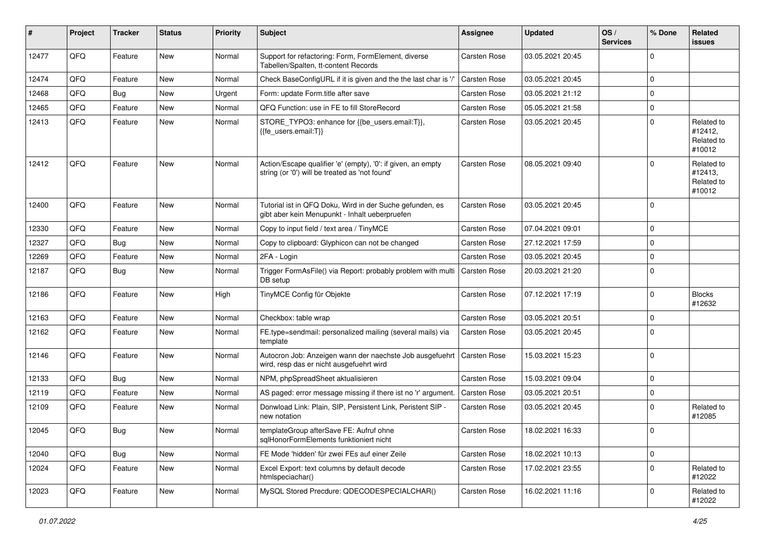| # | Project | Tracker | Status | Priority | Subject | Assignee | Updated | OS / Services | % Done | Related issues |
|---|---|---|---|---|---|---|---|---|---|---|
| 12477 | QFQ | Feature | New | Normal | Support for refactoring: Form, FormElement, diverse Tabellen/Spalten, tt-content Records | Carsten Rose | 03.05.2021 20:45 | | 0 | |
| 12474 | QFQ | Feature | New | Normal | Check BaseConfigURL if it is given and the the last char is '/' | Carsten Rose | 03.05.2021 20:45 | | 0 | |
| 12468 | QFQ | Bug | New | Urgent | Form: update Form.title after save | Carsten Rose | 03.05.2021 21:12 | | 0 | |
| 12465 | QFQ | Feature | New | Normal | QFQ Function: use in FE to fill StoreRecord | Carsten Rose | 05.05.2021 21:58 | | 0 | |
| 12413 | QFQ | Feature | New | Normal | STORE_TYPO3: enhance for {{be_users.email:T}}, {{fe_users.email:T}} | Carsten Rose | 03.05.2021 20:45 | | 0 | Related to #12412, Related to #10012 |
| 12412 | QFQ | Feature | New | Normal | Action/Escape qualifier 'e' (empty), '0': if given, an empty string (or '0') will be treated as 'not found' | Carsten Rose | 08.05.2021 09:40 | | 0 | Related to #12413, Related to #10012 |
| 12400 | QFQ | Feature | New | Normal | Tutorial ist in QFQ Doku, Wird in der Suche gefunden, es gibt aber kein Menupunkt - Inhalt ueberpruefen | Carsten Rose | 03.05.2021 20:45 | | 0 | |
| 12330 | QFQ | Feature | New | Normal | Copy to input field / text area / TinyMCE | Carsten Rose | 07.04.2021 09:01 | | 0 | |
| 12327 | QFQ | Bug | New | Normal | Copy to clipboard: Glyphicon can not be changed | Carsten Rose | 27.12.2021 17:59 | | 0 | |
| 12269 | QFQ | Feature | New | Normal | 2FA - Login | Carsten Rose | 03.05.2021 20:45 | | 0 | |
| 12187 | QFQ | Bug | New | Normal | Trigger FormAsFile() via Report: probably problem with multi DB setup | Carsten Rose | 20.03.2021 21:20 | | 0 | |
| 12186 | QFQ | Feature | New | High | TinyMCE Config für Objekte | Carsten Rose | 07.12.2021 17:19 | | 0 | Blocks #12632 |
| 12163 | QFQ | Feature | New | Normal | Checkbox: table wrap | Carsten Rose | 03.05.2021 20:51 | | 0 | |
| 12162 | QFQ | Feature | New | Normal | FE.type=sendmail: personalized mailing (several mails) via template | Carsten Rose | 03.05.2021 20:45 | | 0 | |
| 12146 | QFQ | Feature | New | Normal | Autocron Job: Anzeigen wann der naechste Job ausgefuehrt wird, resp das er nicht ausgefuehrt wird | Carsten Rose | 15.03.2021 15:23 | | 0 | |
| 12133 | QFQ | Bug | New | Normal | NPM, phpSpreadSheet aktualisieren | Carsten Rose | 15.03.2021 09:04 | | 0 | |
| 12119 | QFQ | Feature | New | Normal | AS paged: error message missing if there ist no 'r' argument. | Carsten Rose | 03.05.2021 20:51 | | 0 | |
| 12109 | QFQ | Feature | New | Normal | Donwload Link: Plain, SIP, Persistent Link, Peristent SIP - new notation | Carsten Rose | 03.05.2021 20:45 | | 0 | Related to #12085 |
| 12045 | QFQ | Bug | New | Normal | templateGroup afterSave FE: Aufruf ohne sqlHonorFormElements funktioniert nicht | Carsten Rose | 18.02.2021 16:33 | | 0 | |
| 12040 | QFQ | Bug | New | Normal | FE Mode 'hidden' für zwei FEs auf einer Zeile | Carsten Rose | 18.02.2021 10:13 | | 0 | |
| 12024 | QFQ | Feature | New | Normal | Excel Export: text columns by default decode htmlspeciachar() | Carsten Rose | 17.02.2021 23:55 | | 0 | Related to #12022 |
| 12023 | QFQ | Feature | New | Normal | MySQL Stored Precdure: QDECODESPECIALCHAR() | Carsten Rose | 16.02.2021 11:16 | | 0 | Related to #12022 |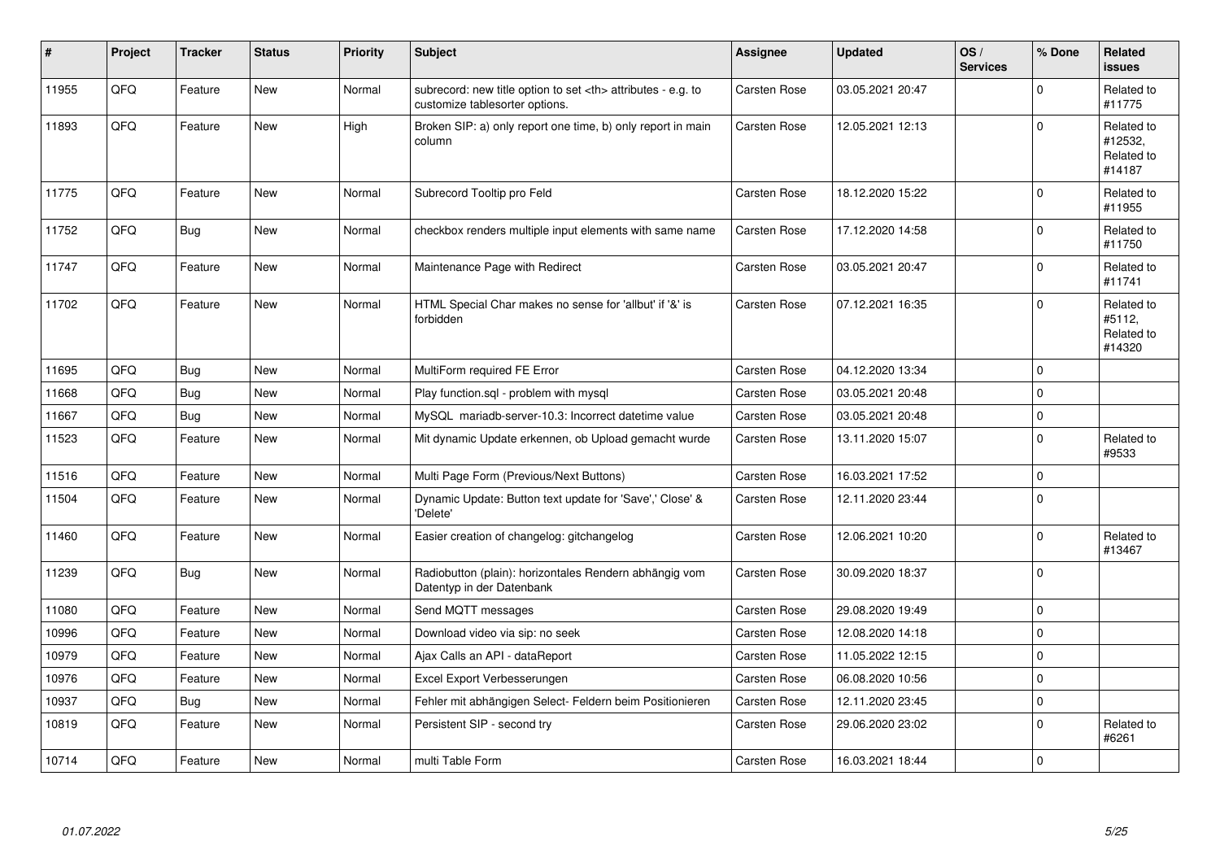| # | Project | Tracker | Status | Priority | Subject | Assignee | Updated | OS / Services | % Done | Related issues |
|---|---|---|---|---|---|---|---|---|---|---|
| 11955 | QFQ | Feature | New | Normal | subrecord: new title option to set <th> attributes - e.g. to customize tablesorter options. | Carsten Rose | 03.05.2021 20:47 | | 0 | Related to #11775 |
| 11893 | QFQ | Feature | New | High | Broken SIP: a) only report one time, b) only report in main column | Carsten Rose | 12.05.2021 12:13 | | 0 | Related to #12532, Related to #14187 |
| 11775 | QFQ | Feature | New | Normal | Subrecord Tooltip pro Feld | Carsten Rose | 18.12.2020 15:22 | | 0 | Related to #11955 |
| 11752 | QFQ | Bug | New | Normal | checkbox renders multiple input elements with same name | Carsten Rose | 17.12.2020 14:58 | | 0 | Related to #11750 |
| 11747 | QFQ | Feature | New | Normal | Maintenance Page with Redirect | Carsten Rose | 03.05.2021 20:47 | | 0 | Related to #11741 |
| 11702 | QFQ | Feature | New | Normal | HTML Special Char makes no sense for 'allbut' if '&' is forbidden | Carsten Rose | 07.12.2021 16:35 | | 0 | Related to #5112, Related to #14320 |
| 11695 | QFQ | Bug | New | Normal | MultiForm required FE Error | Carsten Rose | 04.12.2020 13:34 | | 0 | |
| 11668 | QFQ | Bug | New | Normal | Play function.sql - problem with mysql | Carsten Rose | 03.05.2021 20:48 | | 0 | |
| 11667 | QFQ | Bug | New | Normal | MySQL mariadb-server-10.3: Incorrect datetime value | Carsten Rose | 03.05.2021 20:48 | | 0 | |
| 11523 | QFQ | Feature | New | Normal | Mit dynamic Update erkennen, ob Upload gemacht wurde | Carsten Rose | 13.11.2020 15:07 | | 0 | Related to #9533 |
| 11516 | QFQ | Feature | New | Normal | Multi Page Form (Previous/Next Buttons) | Carsten Rose | 16.03.2021 17:52 | | 0 | |
| 11504 | QFQ | Feature | New | Normal | Dynamic Update: Button text update for 'Save',' Close' & 'Delete' | Carsten Rose | 12.11.2020 23:44 | | 0 | |
| 11460 | QFQ | Feature | New | Normal | Easier creation of changelog: gitchangelog | Carsten Rose | 12.06.2021 10:20 | | 0 | Related to #13467 |
| 11239 | QFQ | Bug | New | Normal | Radiobutton (plain): horizontales Rendern abhängig vom Datentyp in der Datenbank | Carsten Rose | 30.09.2020 18:37 | | 0 | |
| 11080 | QFQ | Feature | New | Normal | Send MQTT messages | Carsten Rose | 29.08.2020 19:49 | | 0 | |
| 10996 | QFQ | Feature | New | Normal | Download video via sip: no seek | Carsten Rose | 12.08.2020 14:18 | | 0 | |
| 10979 | QFQ | Feature | New | Normal | Ajax Calls an API - dataReport | Carsten Rose | 11.05.2022 12:15 | | 0 | |
| 10976 | QFQ | Feature | New | Normal | Excel Export Verbesserungen | Carsten Rose | 06.08.2020 10:56 | | 0 | |
| 10937 | QFQ | Bug | New | Normal | Fehler mit abhängigen Select- Feldern beim Positionieren | Carsten Rose | 12.11.2020 23:45 | | 0 | |
| 10819 | QFQ | Feature | New | Normal | Persistent SIP - second try | Carsten Rose | 29.06.2020 23:02 | | 0 | Related to #6261 |
| 10714 | QFQ | Feature | New | Normal | multi Table Form | Carsten Rose | 16.03.2021 18:44 | | 0 | |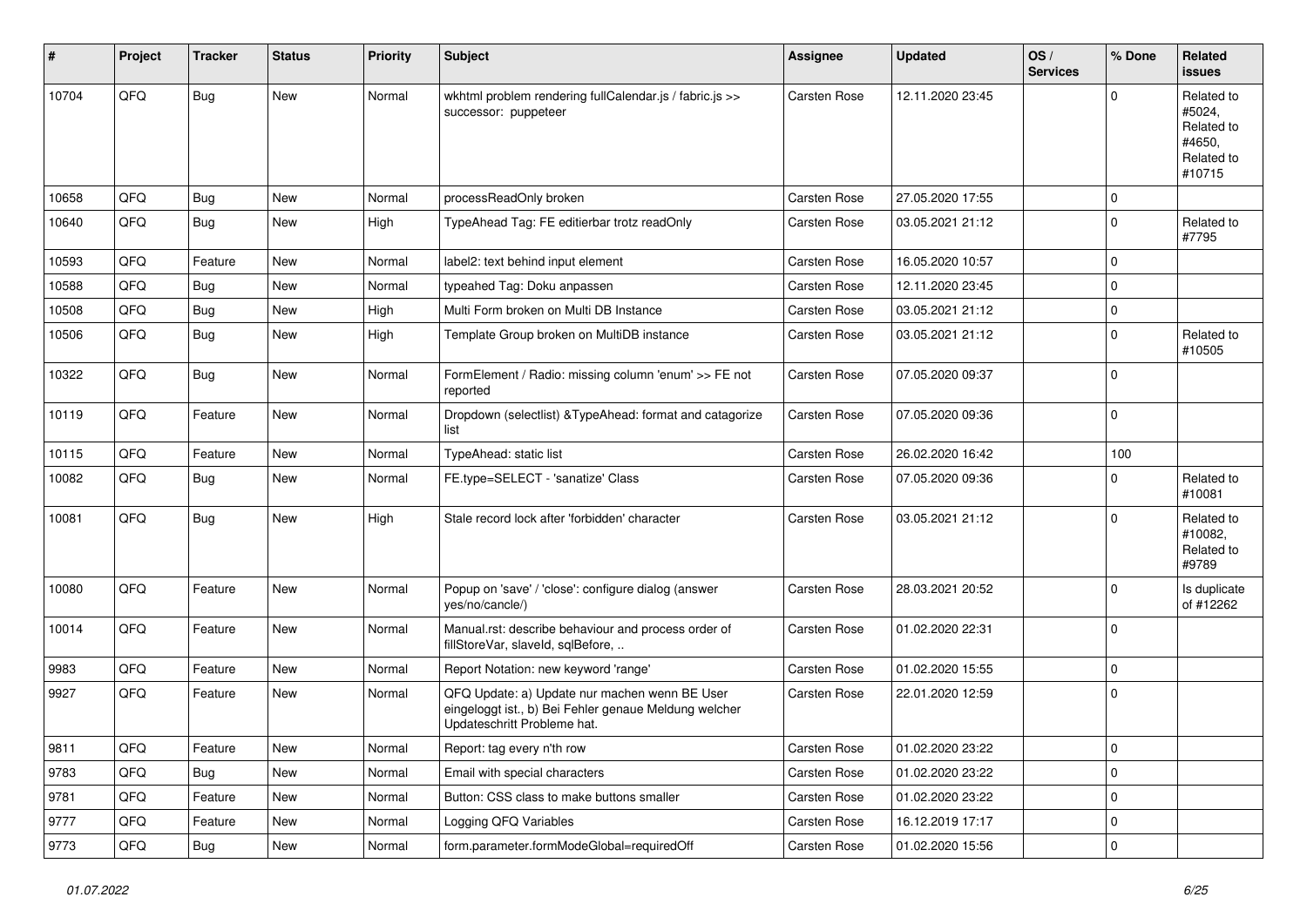| # | Project | Tracker | Status | Priority | Subject | Assignee | Updated | OS / Services | % Done | Related issues |
|---|---|---|---|---|---|---|---|---|---|---|
| 10704 | QFQ | Bug | New | Normal | wkhtml problem rendering fullCalendar.js / fabric.js >> successor: puppeteer | Carsten Rose | 12.11.2020 23:45 | | 0 | Related to #5024, Related to #4650, Related to #10715 |
| 10658 | QFQ | Bug | New | Normal | processReadOnly broken | Carsten Rose | 27.05.2020 17:55 | | 0 | |
| 10640 | QFQ | Bug | New | High | TypeAhead Tag: FE editierbar trotz readOnly | Carsten Rose | 03.05.2021 21:12 | | 0 | Related to #7795 |
| 10593 | QFQ | Feature | New | Normal | label2: text behind input element | Carsten Rose | 16.05.2020 10:57 | | 0 | |
| 10588 | QFQ | Bug | New | Normal | typeahed Tag: Doku anpassen | Carsten Rose | 12.11.2020 23:45 | | 0 | |
| 10508 | QFQ | Bug | New | High | Multi Form broken on Multi DB Instance | Carsten Rose | 03.05.2021 21:12 | | 0 | |
| 10506 | QFQ | Bug | New | High | Template Group broken on MultiDB instance | Carsten Rose | 03.05.2021 21:12 | | 0 | Related to #10505 |
| 10322 | QFQ | Bug | New | Normal | FormElement / Radio: missing column 'enum' >> FE not reported | Carsten Rose | 07.05.2020 09:37 | | 0 | |
| 10119 | QFQ | Feature | New | Normal | Dropdown (selectlist) &TypeAhead: format and catagorize list | Carsten Rose | 07.05.2020 09:36 | | 0 | |
| 10115 | QFQ | Feature | New | Normal | TypeAhead: static list | Carsten Rose | 26.02.2020 16:42 | | 100 | |
| 10082 | QFQ | Bug | New | Normal | FE.type=SELECT - 'sanatize' Class | Carsten Rose | 07.05.2020 09:36 | | 0 | Related to #10081 |
| 10081 | QFQ | Bug | New | High | Stale record lock after 'forbidden' character | Carsten Rose | 03.05.2021 21:12 | | 0 | Related to #10082, Related to #9789 |
| 10080 | QFQ | Feature | New | Normal | Popup on 'save' / 'close': configure dialog (answer yes/no/cancle/) | Carsten Rose | 28.03.2021 20:52 | | 0 | Is duplicate of #12262 |
| 10014 | QFQ | Feature | New | Normal | Manual.rst: describe behaviour and process order of fillStoreVar, slaveId, sqlBefore, .. | Carsten Rose | 01.02.2020 22:31 | | 0 | |
| 9983 | QFQ | Feature | New | Normal | Report Notation: new keyword 'range' | Carsten Rose | 01.02.2020 15:55 | | 0 | |
| 9927 | QFQ | Feature | New | Normal | QFQ Update: a) Update nur machen wenn BE User eingeloggt ist., b) Bei Fehler genaue Meldung welcher Updateschritt Probleme hat. | Carsten Rose | 22.01.2020 12:59 | | 0 | |
| 9811 | QFQ | Feature | New | Normal | Report: tag every n'th row | Carsten Rose | 01.02.2020 23:22 | | 0 | |
| 9783 | QFQ | Bug | New | Normal | Email with special characters | Carsten Rose | 01.02.2020 23:22 | | 0 | |
| 9781 | QFQ | Feature | New | Normal | Button: CSS class to make buttons smaller | Carsten Rose | 01.02.2020 23:22 | | 0 | |
| 9777 | QFQ | Feature | New | Normal | Logging QFQ Variables | Carsten Rose | 16.12.2019 17:17 | | 0 | |
| 9773 | QFQ | Bug | New | Normal | form.parameter.formModeGlobal=requiredOff | Carsten Rose | 01.02.2020 15:56 | | 0 | |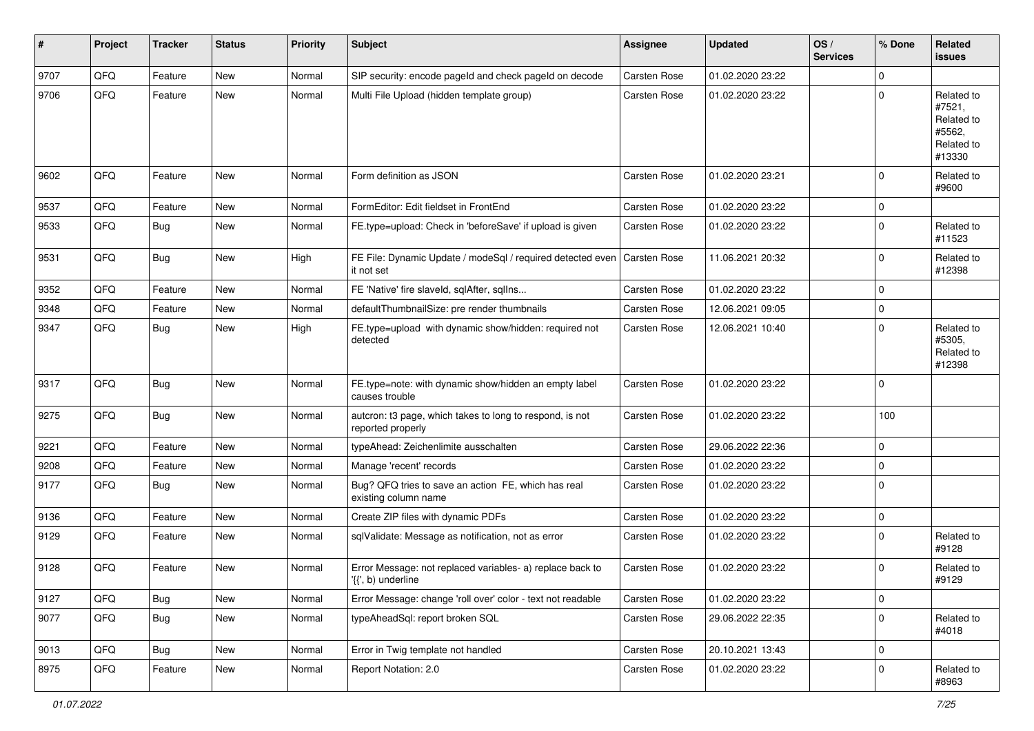| # | Project | Tracker | Status | Priority | Subject | Assignee | Updated | OS / Services | % Done | Related issues |
|---|---|---|---|---|---|---|---|---|---|---|
| 9707 | QFQ | Feature | New | Normal | SIP security: encode pageId and check pageId on decode | Carsten Rose | 01.02.2020 23:22 | | 0 | |
| 9706 | QFQ | Feature | New | Normal | Multi File Upload (hidden template group) | Carsten Rose | 01.02.2020 23:22 | | 0 | Related to #7521, Related to #5562, Related to #13330 |
| 9602 | QFQ | Feature | New | Normal | Form definition as JSON | Carsten Rose | 01.02.2020 23:21 | | 0 | Related to #9600 |
| 9537 | QFQ | Feature | New | Normal | FormEditor: Edit fieldset in FrontEnd | Carsten Rose | 01.02.2020 23:22 | | 0 | |
| 9533 | QFQ | Bug | New | Normal | FE.type=upload: Check in 'beforeSave' if upload is given | Carsten Rose | 01.02.2020 23:22 | | 0 | Related to #11523 |
| 9531 | QFQ | Bug | New | High | FE File: Dynamic Update / modeSql / required detected even it not set | Carsten Rose | 11.06.2021 20:32 | | 0 | Related to #12398 |
| 9352 | QFQ | Feature | New | Normal | FE 'Native' fire slaveId, sqlAfter, sqlIns... | Carsten Rose | 01.02.2020 23:22 | | 0 | |
| 9348 | QFQ | Feature | New | Normal | defaultThumbnailSize: pre render thumbnails | Carsten Rose | 12.06.2021 09:05 | | 0 | |
| 9347 | QFQ | Bug | New | High | FE.type=upload with dynamic show/hidden: required not detected | Carsten Rose | 12.06.2021 10:40 | | 0 | Related to #5305, Related to #12398 |
| 9317 | QFQ | Bug | New | Normal | FE.type=note: with dynamic show/hidden an empty label causes trouble | Carsten Rose | 01.02.2020 23:22 | | 0 | |
| 9275 | QFQ | Bug | New | Normal | autcron: t3 page, which takes to long to respond, is not reported properly | Carsten Rose | 01.02.2020 23:22 | | 100 | |
| 9221 | QFQ | Feature | New | Normal | typeAhead: Zeichenlimite ausschalten | Carsten Rose | 29.06.2022 22:36 | | 0 | |
| 9208 | QFQ | Feature | New | Normal | Manage 'recent' records | Carsten Rose | 01.02.2020 23:22 | | 0 | |
| 9177 | QFQ | Bug | New | Normal | Bug? QFQ tries to save an action FE, which has real existing column name | Carsten Rose | 01.02.2020 23:22 | | 0 | |
| 9136 | QFQ | Feature | New | Normal | Create ZIP files with dynamic PDFs | Carsten Rose | 01.02.2020 23:22 | | 0 | |
| 9129 | QFQ | Feature | New | Normal | sqlValidate: Message as notification, not as error | Carsten Rose | 01.02.2020 23:22 | | 0 | Related to #9128 |
| 9128 | QFQ | Feature | New | Normal | Error Message: not replaced variables- a) replace back to '{{', b) underline | Carsten Rose | 01.02.2020 23:22 | | 0 | Related to #9129 |
| 9127 | QFQ | Bug | New | Normal | Error Message: change 'roll over' color - text not readable | Carsten Rose | 01.02.2020 23:22 | | 0 | |
| 9077 | QFQ | Bug | New | Normal | typeAheadSql: report broken SQL | Carsten Rose | 29.06.2022 22:35 | | 0 | Related to #4018 |
| 9013 | QFQ | Bug | New | Normal | Error in Twig template not handled | Carsten Rose | 20.10.2021 13:43 | | 0 | |
| 8975 | QFQ | Feature | New | Normal | Report Notation: 2.0 | Carsten Rose | 01.02.2020 23:22 | | 0 | Related to #8963 |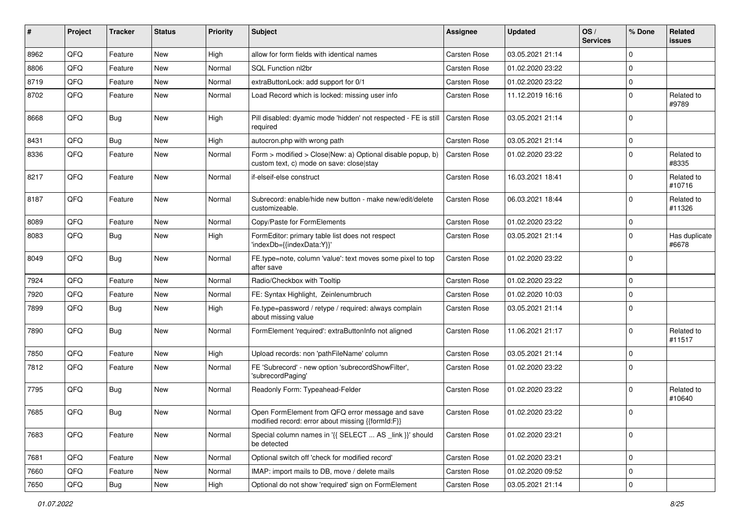| # | Project | Tracker | Status | Priority | Subject | Assignee | Updated | OS / Services | % Done | Related issues |
|---|---|---|---|---|---|---|---|---|---|---|
| 8962 | QFQ | Feature | New | High | allow for form fields with identical names | Carsten Rose | 03.05.2021 21:14 | | 0 | |
| 8806 | QFQ | Feature | New | Normal | SQL Function nl2br | Carsten Rose | 01.02.2020 23:22 | | 0 | |
| 8719 | QFQ | Feature | New | Normal | extraButtonLock: add support for 0/1 | Carsten Rose | 01.02.2020 23:22 | | 0 | |
| 8702 | QFQ | Feature | New | Normal | Load Record which is locked: missing user info | Carsten Rose | 11.12.2019 16:16 | | 0 | Related to #9789 |
| 8668 | QFQ | Bug | New | High | Pill disabled: dyamic mode 'hidden' not respected - FE is still required | Carsten Rose | 03.05.2021 21:14 | | 0 | |
| 8431 | QFQ | Bug | New | High | autocron.php with wrong path | Carsten Rose | 03.05.2021 21:14 | | 0 | |
| 8336 | QFQ | Feature | New | Normal | Form > modified > Close\|New: a) Optional disable popup, b) custom text, c) mode on save: close\|stay | Carsten Rose | 01.02.2020 23:22 | | 0 | Related to #8335 |
| 8217 | QFQ | Feature | New | Normal | if-elseif-else construct | Carsten Rose | 16.03.2021 18:41 | | 0 | Related to #10716 |
| 8187 | QFQ | Feature | New | Normal | Subrecord: enable/hide new button - make new/edit/delete customizeable. | Carsten Rose | 06.03.2021 18:44 | | 0 | Related to #11326 |
| 8089 | QFQ | Feature | New | Normal | Copy/Paste for FormElements | Carsten Rose | 01.02.2020 23:22 | | 0 | |
| 8083 | QFQ | Bug | New | High | FormEditor: primary table list does not respect 'indexDb={{indexData:Y}}' | Carsten Rose | 03.05.2021 21:14 | | 0 | Has duplicate #6678 |
| 8049 | QFQ | Bug | New | Normal | FE.type=note, column 'value': text moves some pixel to top after save | Carsten Rose | 01.02.2020 23:22 | | 0 | |
| 7924 | QFQ | Feature | New | Normal | Radio/Checkbox with Tooltip | Carsten Rose | 01.02.2020 23:22 | | 0 | |
| 7920 | QFQ | Feature | New | Normal | FE: Syntax Highlight, Zeinlenumbruch | Carsten Rose | 01.02.2020 10:03 | | 0 | |
| 7899 | QFQ | Bug | New | High | Fe.type=password / retype / required: always complain about missing value | Carsten Rose | 03.05.2021 21:14 | | 0 | |
| 7890 | QFQ | Bug | New | Normal | FormElement 'required': extraButtonInfo not aligned | Carsten Rose | 11.06.2021 21:17 | | 0 | Related to #11517 |
| 7850 | QFQ | Feature | New | High | Upload records: non 'pathFileName' column | Carsten Rose | 03.05.2021 21:14 | | 0 | |
| 7812 | QFQ | Feature | New | Normal | FE 'Subrecord' - new option 'subrecordShowFilter', 'subrecordPaging' | Carsten Rose | 01.02.2020 23:22 | | 0 | |
| 7795 | QFQ | Bug | New | Normal | Readonly Form: Typeahead-Felder | Carsten Rose | 01.02.2020 23:22 | | 0 | Related to #10640 |
| 7685 | QFQ | Bug | New | Normal | Open FormElement from QFQ error message and save modified record: error about missing {{formId:F}} | Carsten Rose | 01.02.2020 23:22 | | 0 | |
| 7683 | QFQ | Feature | New | Normal | Special column names in '{{ SELECT ... AS _link }}' should be detected | Carsten Rose | 01.02.2020 23:21 | | 0 | |
| 7681 | QFQ | Feature | New | Normal | Optional switch off 'check for modified record' | Carsten Rose | 01.02.2020 23:21 | | 0 | |
| 7660 | QFQ | Feature | New | Normal | IMAP: import mails to DB, move / delete mails | Carsten Rose | 01.02.2020 09:52 | | 0 | |
| 7650 | QFQ | Bug | New | High | Optional do not show 'required' sign on FormElement | Carsten Rose | 03.05.2021 21:14 | | 0 | |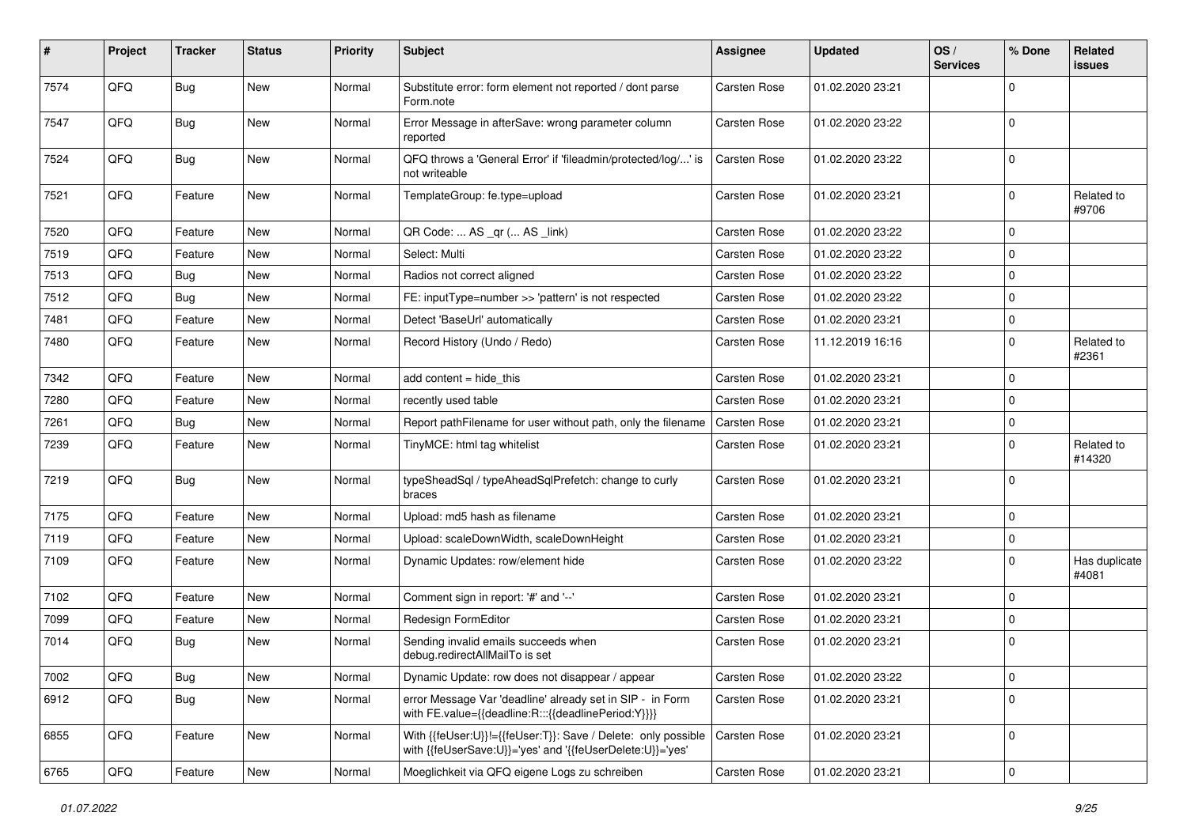| # | Project | Tracker | Status | Priority | Subject | Assignee | Updated | OS / Services | % Done | Related issues |
|---|---|---|---|---|---|---|---|---|---|---|
| 7574 | QFQ | Bug | New | Normal | Substitute error: form element not reported / dont parse Form.note | Carsten Rose | 01.02.2020 23:21 | | 0 | |
| 7547 | QFQ | Bug | New | Normal | Error Message in afterSave: wrong parameter column reported | Carsten Rose | 01.02.2020 23:22 | | 0 | |
| 7524 | QFQ | Bug | New | Normal | QFQ throws a 'General Error' if 'fileadmin/protected/log/...' is not writeable | Carsten Rose | 01.02.2020 23:22 | | 0 | |
| 7521 | QFQ | Feature | New | Normal | TemplateGroup: fe.type=upload | Carsten Rose | 01.02.2020 23:21 | | 0 | Related to #9706 |
| 7520 | QFQ | Feature | New | Normal | QR Code: ... AS _qr (... AS _link) | Carsten Rose | 01.02.2020 23:22 | | 0 | |
| 7519 | QFQ | Feature | New | Normal | Select: Multi | Carsten Rose | 01.02.2020 23:22 | | 0 | |
| 7513 | QFQ | Bug | New | Normal | Radios not correct aligned | Carsten Rose | 01.02.2020 23:22 | | 0 | |
| 7512 | QFQ | Bug | New | Normal | FE: inputType=number >> 'pattern' is not respected | Carsten Rose | 01.02.2020 23:22 | | 0 | |
| 7481 | QFQ | Feature | New | Normal | Detect 'BaseUrl' automatically | Carsten Rose | 01.02.2020 23:21 | | 0 | |
| 7480 | QFQ | Feature | New | Normal | Record History (Undo / Redo) | Carsten Rose | 11.12.2019 16:16 | | 0 | Related to #2361 |
| 7342 | QFQ | Feature | New | Normal | add content = hide_this | Carsten Rose | 01.02.2020 23:21 | | 0 | |
| 7280 | QFQ | Feature | New | Normal | recently used table | Carsten Rose | 01.02.2020 23:21 | | 0 | |
| 7261 | QFQ | Bug | New | Normal | Report pathFilename for user without path, only the filename | Carsten Rose | 01.02.2020 23:21 | | 0 | |
| 7239 | QFQ | Feature | New | Normal | TinyMCE: html tag whitelist | Carsten Rose | 01.02.2020 23:21 | | 0 | Related to #14320 |
| 7219 | QFQ | Bug | New | Normal | typeSheadSql / typeAheadSqlPrefetch: change to curly braces | Carsten Rose | 01.02.2020 23:21 | | 0 | |
| 7175 | QFQ | Feature | New | Normal | Upload: md5 hash as filename | Carsten Rose | 01.02.2020 23:21 | | 0 | |
| 7119 | QFQ | Feature | New | Normal | Upload: scaleDownWidth, scaleDownHeight | Carsten Rose | 01.02.2020 23:21 | | 0 | |
| 7109 | QFQ | Feature | New | Normal | Dynamic Updates: row/element hide | Carsten Rose | 01.02.2020 23:22 | | 0 | Has duplicate #4081 |
| 7102 | QFQ | Feature | New | Normal | Comment sign in report: '#' and '--' | Carsten Rose | 01.02.2020 23:21 | | 0 | |
| 7099 | QFQ | Feature | New | Normal | Redesign FormEditor | Carsten Rose | 01.02.2020 23:21 | | 0 | |
| 7014 | QFQ | Bug | New | Normal | Sending invalid emails succeeds when debug.redirectAllMailTo is set | Carsten Rose | 01.02.2020 23:21 | | 0 | |
| 7002 | QFQ | Bug | New | Normal | Dynamic Update: row does not disappear / appear | Carsten Rose | 01.02.2020 23:22 | | 0 | |
| 6912 | QFQ | Bug | New | Normal | error Message Var 'deadline' already set in SIP - in Form with FE.value={{deadline:R:::{{deadlinePeriod:Y}}}} | Carsten Rose | 01.02.2020 23:21 | | 0 | |
| 6855 | QFQ | Feature | New | Normal | With {{feUser:U}}!={{feUser:T}}: Save / Delete: only possible with {{feUserSave:U}}='yes' and '{{feUserDelete:U}}='yes' | Carsten Rose | 01.02.2020 23:21 | | 0 | |
| 6765 | QFQ | Feature | New | Normal | Moeglichkeit via QFQ eigene Logs zu schreiben | Carsten Rose | 01.02.2020 23:21 | | 0 | |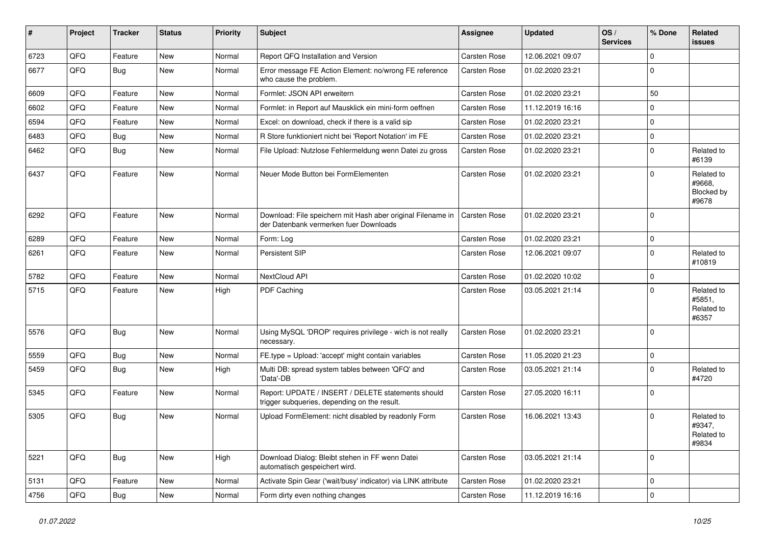| # | Project | Tracker | Status | Priority | Subject | Assignee | Updated | OS / Services | % Done | Related issues |
|---|---|---|---|---|---|---|---|---|---|---|
| 6723 | QFQ | Feature | New | Normal | Report QFQ Installation and Version | Carsten Rose | 12.06.2021 09:07 | | 0 | |
| 6677 | QFQ | Bug | New | Normal | Error message FE Action Element: no/wrong FE reference who cause the problem. | Carsten Rose | 01.02.2020 23:21 | | 0 | |
| 6609 | QFQ | Feature | New | Normal | Formlet: JSON API erweitern | Carsten Rose | 01.02.2020 23:21 | | 50 | |
| 6602 | QFQ | Feature | New | Normal | Formlet: in Report auf Mausklick ein mini-form oeffnen | Carsten Rose | 11.12.2019 16:16 | | 0 | |
| 6594 | QFQ | Feature | New | Normal | Excel: on download, check if there is a valid sip | Carsten Rose | 01.02.2020 23:21 | | 0 | |
| 6483 | QFQ | Bug | New | Normal | R Store funktioniert nicht bei 'Report Notation' im FE | Carsten Rose | 01.02.2020 23:21 | | 0 | |
| 6462 | QFQ | Bug | New | Normal | File Upload: Nutzlose Fehlermeldung wenn Datei zu gross | Carsten Rose | 01.02.2020 23:21 | | 0 | Related to #6139 |
| 6437 | QFQ | Feature | New | Normal | Neuer Mode Button bei FormElementen | Carsten Rose | 01.02.2020 23:21 | | 0 | Related to #9668, Blocked by #9678 |
| 6292 | QFQ | Feature | New | Normal | Download: File speichern mit Hash aber original Filename in der Datenbank vermerken fuer Downloads | Carsten Rose | 01.02.2020 23:21 | | 0 | |
| 6289 | QFQ | Feature | New | Normal | Form: Log | Carsten Rose | 01.02.2020 23:21 | | 0 | |
| 6261 | QFQ | Feature | New | Normal | Persistent SIP | Carsten Rose | 12.06.2021 09:07 | | 0 | Related to #10819 |
| 5782 | QFQ | Feature | New | Normal | NextCloud API | Carsten Rose | 01.02.2020 10:02 | | 0 | |
| 5715 | QFQ | Feature | New | High | PDF Caching | Carsten Rose | 03.05.2021 21:14 | | 0 | Related to #5851, Related to #6357 |
| 5576 | QFQ | Bug | New | Normal | Using MySQL 'DROP' requires privilege - wich is not really necessary. | Carsten Rose | 01.02.2020 23:21 | | 0 | |
| 5559 | QFQ | Bug | New | Normal | FE.type = Upload: 'accept' might contain variables | Carsten Rose | 11.05.2020 21:23 | | 0 | |
| 5459 | QFQ | Bug | New | High | Multi DB: spread system tables between 'QFQ' and 'Data'-DB | Carsten Rose | 03.05.2021 21:14 | | 0 | Related to #4720 |
| 5345 | QFQ | Feature | New | Normal | Report: UPDATE / INSERT / DELETE statements should trigger subqueries, depending on the result. | Carsten Rose | 27.05.2020 16:11 | | 0 | |
| 5305 | QFQ | Bug | New | Normal | Upload FormElement: nicht disabled by readonly Form | Carsten Rose | 16.06.2021 13:43 | | 0 | Related to #9347, Related to #9834 |
| 5221 | QFQ | Bug | New | High | Download Dialog: Bleibt stehen in FF wenn Datei automatisch gespeichert wird. | Carsten Rose | 03.05.2021 21:14 | | 0 | |
| 5131 | QFQ | Feature | New | Normal | Activate Spin Gear ('wait/busy' indicator) via LINK attribute | Carsten Rose | 01.02.2020 23:21 | | 0 | |
| 4756 | QFQ | Bug | New | Normal | Form dirty even nothing changes | Carsten Rose | 11.12.2019 16:16 | | 0 | |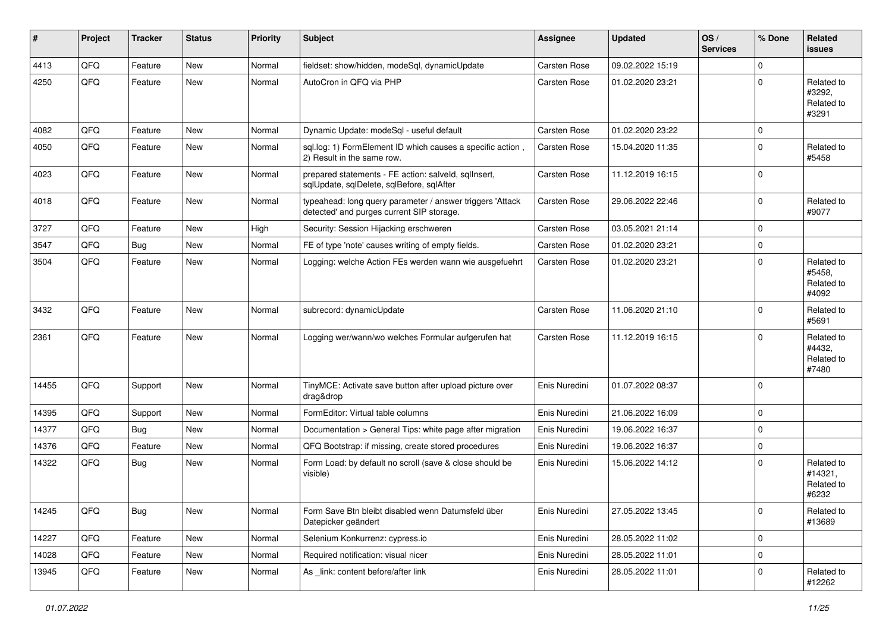| # | Project | Tracker | Status | Priority | Subject | Assignee | Updated | OS / Services | % Done | Related issues |
|---|---|---|---|---|---|---|---|---|---|---|
| 4413 | QFQ | Feature | New | Normal | fieldset: show/hidden, modeSql, dynamicUpdate | Carsten Rose | 09.02.2022 15:19 | | 0 | |
| 4250 | QFQ | Feature | New | Normal | AutoCron in QFQ via PHP | Carsten Rose | 01.02.2020 23:21 | | 0 | Related to #3292, Related to #3291 |
| 4082 | QFQ | Feature | New | Normal | Dynamic Update: modeSql - useful default | Carsten Rose | 01.02.2020 23:22 | | 0 | |
| 4050 | QFQ | Feature | New | Normal | sql.log: 1) FormElement ID which causes a specific action , 2) Result in the same row. | Carsten Rose | 15.04.2020 11:35 | | 0 | Related to #5458 |
| 4023 | QFQ | Feature | New | Normal | prepared statements - FE action: salveId, sqlInsert, sqlUpdate, sqlDelete, sqlBefore, sqlAfter | Carsten Rose | 11.12.2019 16:15 | | 0 | |
| 4018 | QFQ | Feature | New | Normal | typeahead: long query parameter / answer triggers 'Attack detected' and purges current SIP storage. | Carsten Rose | 29.06.2022 22:46 | | 0 | Related to #9077 |
| 3727 | QFQ | Feature | New | High | Security: Session Hijacking erschweren | Carsten Rose | 03.05.2021 21:14 | | 0 | |
| 3547 | QFQ | Bug | New | Normal | FE of type 'note' causes writing of empty fields. | Carsten Rose | 01.02.2020 23:21 | | 0 | |
| 3504 | QFQ | Feature | New | Normal | Logging: welche Action FEs werden wann wie ausgefuehrt | Carsten Rose | 01.02.2020 23:21 | | 0 | Related to #5458, Related to #4092 |
| 3432 | QFQ | Feature | New | Normal | subrecord: dynamicUpdate | Carsten Rose | 11.06.2020 21:10 | | 0 | Related to #5691 |
| 2361 | QFQ | Feature | New | Normal | Logging wer/wann/wo welches Formular aufgerufen hat | Carsten Rose | 11.12.2019 16:15 | | 0 | Related to #4432, Related to #7480 |
| 14455 | QFQ | Support | New | Normal | TinyMCE: Activate save button after upload picture over drag&drop | Enis Nuredini | 01.07.2022 08:37 | | 0 | |
| 14395 | QFQ | Support | New | Normal | FormEditor: Virtual table columns | Enis Nuredini | 21.06.2022 16:09 | | 0 | |
| 14377 | QFQ | Bug | New | Normal | Documentation > General Tips: white page after migration | Enis Nuredini | 19.06.2022 16:37 | | 0 | |
| 14376 | QFQ | Feature | New | Normal | QFQ Bootstrap: if missing, create stored procedures | Enis Nuredini | 19.06.2022 16:37 | | 0 | |
| 14322 | QFQ | Bug | New | Normal | Form Load: by default no scroll (save & close should be visible) | Enis Nuredini | 15.06.2022 14:12 | | 0 | Related to #14321, Related to #6232 |
| 14245 | QFQ | Bug | New | Normal | Form Save Btn bleibt disabled wenn Datumsfeld über Datepicker geändert | Enis Nuredini | 27.05.2022 13:45 | | 0 | Related to #13689 |
| 14227 | QFQ | Feature | New | Normal | Selenium Konkurrenz: cypress.io | Enis Nuredini | 28.05.2022 11:02 | | 0 | |
| 14028 | QFQ | Feature | New | Normal | Required notification: visual nicer | Enis Nuredini | 28.05.2022 11:01 | | 0 | |
| 13945 | QFQ | Feature | New | Normal | As _link: content before/after link | Enis Nuredini | 28.05.2022 11:01 | | 0 | Related to #12262 |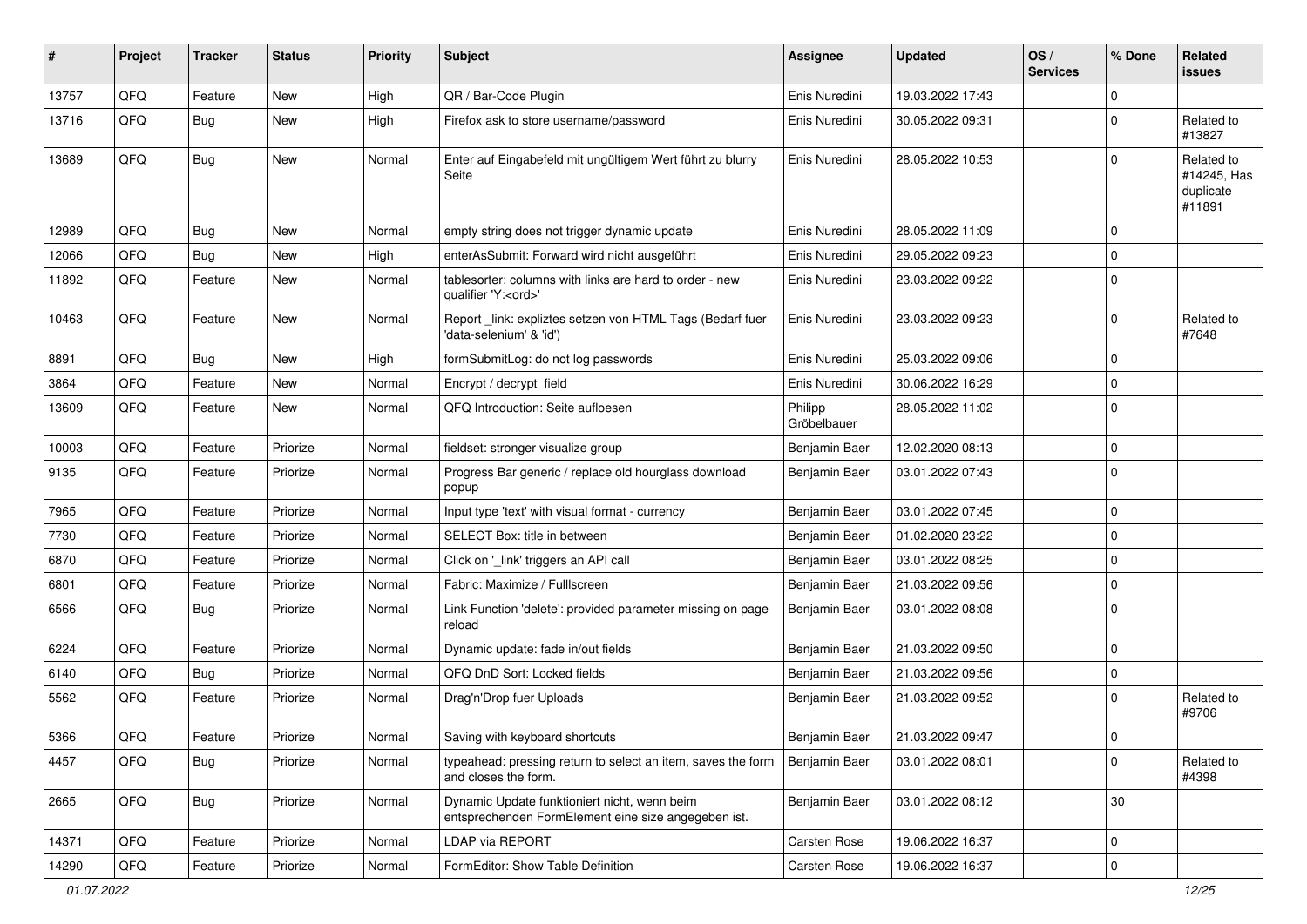| # | Project | Tracker | Status | Priority | Subject | Assignee | Updated | OS / Services | % Done | Related issues |
|---|---|---|---|---|---|---|---|---|---|---|
| 13757 | QFQ | Feature | New | High | QR / Bar-Code Plugin | Enis Nuredini | 19.03.2022 17:43 | | 0 | |
| 13716 | QFQ | Bug | New | High | Firefox ask to store username/password | Enis Nuredini | 30.05.2022 09:31 | | 0 | Related to #13827 |
| 13689 | QFQ | Bug | New | Normal | Enter auf Eingabefeld mit ungültigem Wert führt zu blurry Seite | Enis Nuredini | 28.05.2022 10:53 | | 0 | Related to #14245, Has duplicate #11891 |
| 12989 | QFQ | Bug | New | Normal | empty string does not trigger dynamic update | Enis Nuredini | 28.05.2022 11:09 | | 0 | |
| 12066 | QFQ | Bug | New | High | enterAsSubmit: Forward wird nicht ausgeführt | Enis Nuredini | 29.05.2022 09:23 | | 0 | |
| 11892 | QFQ | Feature | New | Normal | tablesorter: columns with links are hard to order - new qualifier 'Y:<ord>' | Enis Nuredini | 23.03.2022 09:22 | | 0 | |
| 10463 | QFQ | Feature | New | Normal | Report _link: expliztes setzen von HTML Tags (Bedarf fuer 'data-selenium' & 'id') | Enis Nuredini | 23.03.2022 09:23 | | 0 | Related to #7648 |
| 8891 | QFQ | Bug | New | High | formSubmitLog: do not log passwords | Enis Nuredini | 25.03.2022 09:06 | | 0 | |
| 3864 | QFQ | Feature | New | Normal | Encrypt / decrypt field | Enis Nuredini | 30.06.2022 16:29 | | 0 | |
| 13609 | QFQ | Feature | New | Normal | QFQ Introduction: Seite aufloesen | Philipp Gröbelbauer | 28.05.2022 11:02 | | 0 | |
| 10003 | QFQ | Feature | Priorize | Normal | fieldset: stronger visualize group | Benjamin Baer | 12.02.2020 08:13 | | 0 | |
| 9135 | QFQ | Feature | Priorize | Normal | Progress Bar generic / replace old hourglass download popup | Benjamin Baer | 03.01.2022 07:43 | | 0 | |
| 7965 | QFQ | Feature | Priorize | Normal | Input type 'text' with visual format - currency | Benjamin Baer | 03.01.2022 07:45 | | 0 | |
| 7730 | QFQ | Feature | Priorize | Normal | SELECT Box: title in between | Benjamin Baer | 01.02.2020 23:22 | | 0 | |
| 6870 | QFQ | Feature | Priorize | Normal | Click on '_link' triggers an API call | Benjamin Baer | 03.01.2022 08:25 | | 0 | |
| 6801 | QFQ | Feature | Priorize | Normal | Fabric: Maximize / FullIscreen | Benjamin Baer | 21.03.2022 09:56 | | 0 | |
| 6566 | QFQ | Bug | Priorize | Normal | Link Function 'delete': provided parameter missing on page reload | Benjamin Baer | 03.01.2022 08:08 | | 0 | |
| 6224 | QFQ | Feature | Priorize | Normal | Dynamic update: fade in/out fields | Benjamin Baer | 21.03.2022 09:50 | | 0 | |
| 6140 | QFQ | Bug | Priorize | Normal | QFQ DnD Sort: Locked fields | Benjamin Baer | 21.03.2022 09:56 | | 0 | |
| 5562 | QFQ | Feature | Priorize | Normal | Drag'n'Drop fuer Uploads | Benjamin Baer | 21.03.2022 09:52 | | 0 | Related to #9706 |
| 5366 | QFQ | Feature | Priorize | Normal | Saving with keyboard shortcuts | Benjamin Baer | 21.03.2022 09:47 | | 0 | |
| 4457 | QFQ | Bug | Priorize | Normal | typeahead: pressing return to select an item, saves the form and closes the form. | Benjamin Baer | 03.01.2022 08:01 | | 0 | Related to #4398 |
| 2665 | QFQ | Bug | Priorize | Normal | Dynamic Update funktioniert nicht, wenn beim entsprechenden FormElement eine size angegeben ist. | Benjamin Baer | 03.01.2022 08:12 | | 30 | |
| 14371 | QFQ | Feature | Priorize | Normal | LDAP via REPORT | Carsten Rose | 19.06.2022 16:37 | | 0 | |
| 14290 | QFQ | Feature | Priorize | Normal | FormEditor: Show Table Definition | Carsten Rose | 19.06.2022 16:37 | | 0 | |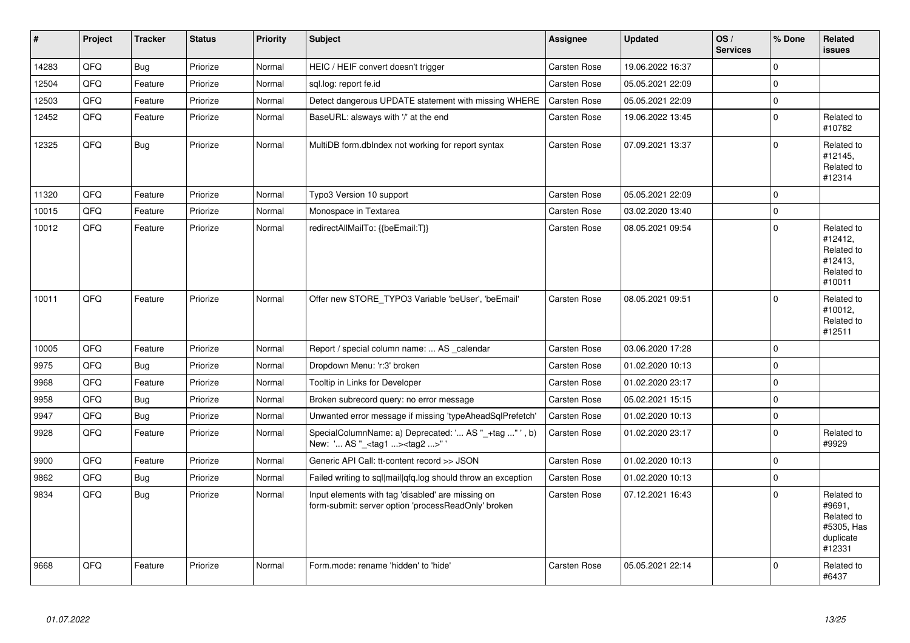| # | Project | Tracker | Status | Priority | Subject | Assignee | Updated | OS / Services | % Done | Related issues |
|---|---|---|---|---|---|---|---|---|---|---|
| 14283 | QFQ | Bug | Priorize | Normal | HEIC / HEIF convert doesn't trigger | Carsten Rose | 19.06.2022 16:37 | | 0 | |
| 12504 | QFQ | Feature | Priorize | Normal | sql.log: report fe.id | Carsten Rose | 05.05.2021 22:09 | | 0 | |
| 12503 | QFQ | Feature | Priorize | Normal | Detect dangerous UPDATE statement with missing WHERE | Carsten Rose | 05.05.2021 22:09 | | 0 | |
| 12452 | QFQ | Feature | Priorize | Normal | BaseURL: alsways with '/' at the end | Carsten Rose | 19.06.2022 13:45 | | 0 | Related to #10782 |
| 12325 | QFQ | Bug | Priorize | Normal | MultiDB form.dbIndex not working for report syntax | Carsten Rose | 07.09.2021 13:37 | | 0 | Related to #12145, Related to #12314 |
| 11320 | QFQ | Feature | Priorize | Normal | Typo3 Version 10 support | Carsten Rose | 05.05.2021 22:09 | | 0 | |
| 10015 | QFQ | Feature | Priorize | Normal | Monospace in Textarea | Carsten Rose | 03.02.2020 13:40 | | 0 | |
| 10012 | QFQ | Feature | Priorize | Normal | redirectAllMailTo: {{beEmail:T}} | Carsten Rose | 08.05.2021 09:54 | | 0 | Related to #12412, Related to #12413, Related to #10011 |
| 10011 | QFQ | Feature | Priorize | Normal | Offer new STORE_TYPO3 Variable 'beUser', 'beEmail' | Carsten Rose | 08.05.2021 09:51 | | 0 | Related to #10012, Related to #12511 |
| 10005 | QFQ | Feature | Priorize | Normal | Report / special column name: ... AS _calendar | Carsten Rose | 03.06.2020 17:28 | | 0 | |
| 9975 | QFQ | Bug | Priorize | Normal | Dropdown Menu: 'r:3' broken | Carsten Rose | 01.02.2020 10:13 | | 0 | |
| 9968 | QFQ | Feature | Priorize | Normal | Tooltip in Links for Developer | Carsten Rose | 01.02.2020 23:17 | | 0 | |
| 9958 | QFQ | Bug | Priorize | Normal | Broken subrecord query: no error message | Carsten Rose | 05.02.2021 15:15 | | 0 | |
| 9947 | QFQ | Bug | Priorize | Normal | Unwanted error message if missing 'typeAheadSqlPrefetch' | Carsten Rose | 01.02.2020 10:13 | | 0 | |
| 9928 | QFQ | Feature | Priorize | Normal | SpecialColumnName: a) Deprecated: '... AS "_+tag ..." ', b) New: '... AS "_<tag1 ...><tag2 ...>" ' | Carsten Rose | 01.02.2020 23:17 | | 0 | Related to #9929 |
| 9900 | QFQ | Feature | Priorize | Normal | Generic API Call: tt-content record >> JSON | Carsten Rose | 01.02.2020 10:13 | | 0 | |
| 9862 | QFQ | Bug | Priorize | Normal | Failed writing to sql\|mail\|qfq.log should throw an exception | Carsten Rose | 01.02.2020 10:13 | | 0 | |
| 9834 | QFQ | Bug | Priorize | Normal | Input elements with tag 'disabled' are missing on form-submit: server option 'processReadOnly' broken | Carsten Rose | 07.12.2021 16:43 | | 0 | Related to #9691, Related to #5305, Has duplicate #12331 |
| 9668 | QFQ | Feature | Priorize | Normal | Form.mode: rename 'hidden' to 'hide' | Carsten Rose | 05.05.2021 22:14 | | 0 | Related to #6437 |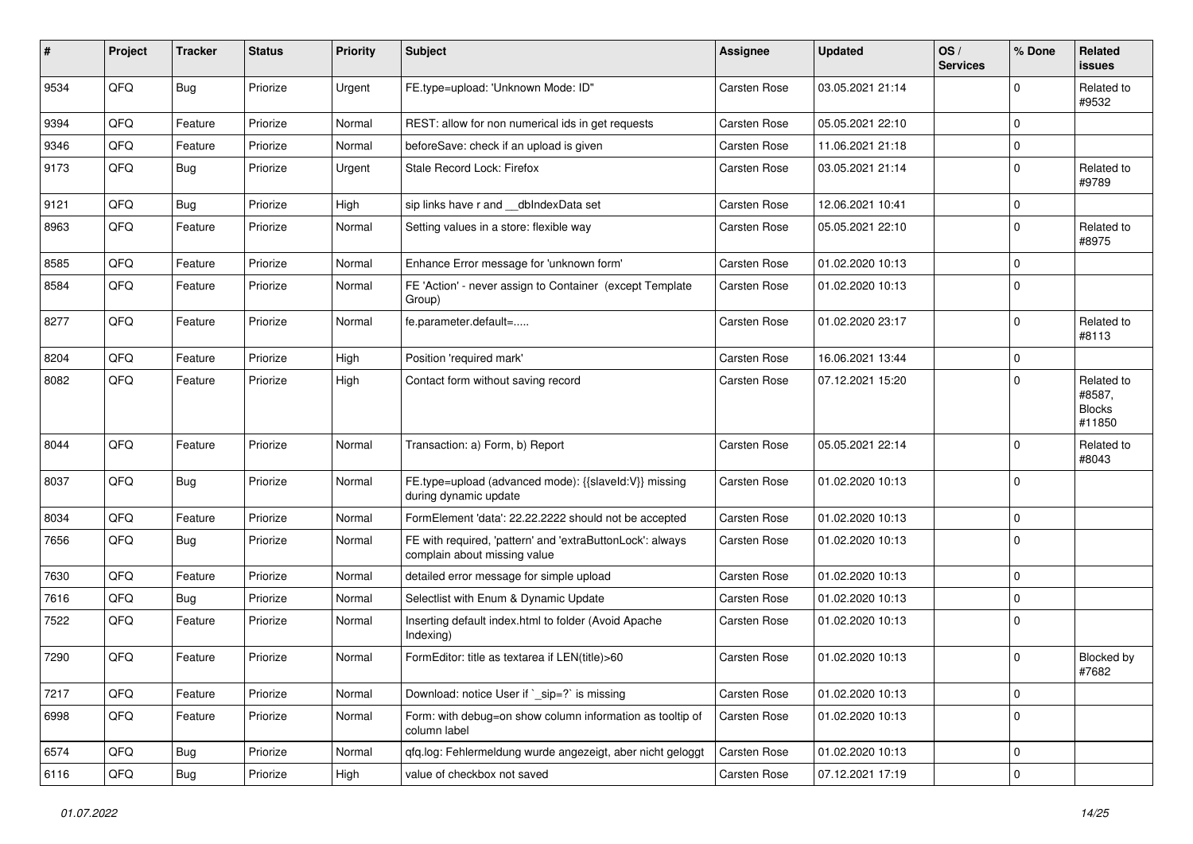| # | Project | Tracker | Status | Priority | Subject | Assignee | Updated | OS / Services | % Done | Related issues |
|---|---|---|---|---|---|---|---|---|---|---|
| 9534 | QFQ | Bug | Priorize | Urgent | FE.type=upload: 'Unknown Mode: ID" | Carsten Rose | 03.05.2021 21:14 | | 0 | Related to #9532 |
| 9394 | QFQ | Feature | Priorize | Normal | REST: allow for non numerical ids in get requests | Carsten Rose | 05.05.2021 22:10 | | 0 | |
| 9346 | QFQ | Feature | Priorize | Normal | beforeSave: check if an upload is given | Carsten Rose | 11.06.2021 21:18 | | 0 | |
| 9173 | QFQ | Bug | Priorize | Urgent | Stale Record Lock: Firefox | Carsten Rose | 03.05.2021 21:14 | | 0 | Related to #9789 |
| 9121 | QFQ | Bug | Priorize | High | sip links have r and __dbIndexData set | Carsten Rose | 12.06.2021 10:41 | | 0 | |
| 8963 | QFQ | Feature | Priorize | Normal | Setting values in a store: flexible way | Carsten Rose | 05.05.2021 22:10 | | 0 | Related to #8975 |
| 8585 | QFQ | Feature | Priorize | Normal | Enhance Error message for 'unknown form' | Carsten Rose | 01.02.2020 10:13 | | 0 | |
| 8584 | QFQ | Feature | Priorize | Normal | FE 'Action' - never assign to Container (except Template Group) | Carsten Rose | 01.02.2020 10:13 | | 0 | |
| 8277 | QFQ | Feature | Priorize | Normal | fe.parameter.default=..... | Carsten Rose | 01.02.2020 23:17 | | 0 | Related to #8113 |
| 8204 | QFQ | Feature | Priorize | High | Position 'required mark' | Carsten Rose | 16.06.2021 13:44 | | 0 | |
| 8082 | QFQ | Feature | Priorize | High | Contact form without saving record | Carsten Rose | 07.12.2021 15:20 | | 0 | Related to #8587, Blocks #11850 |
| 8044 | QFQ | Feature | Priorize | Normal | Transaction: a) Form, b) Report | Carsten Rose | 05.05.2021 22:14 | | 0 | Related to #8043 |
| 8037 | QFQ | Bug | Priorize | Normal | FE.type=upload (advanced mode): {{slaveId:V}} missing during dynamic update | Carsten Rose | 01.02.2020 10:13 | | 0 | |
| 8034 | QFQ | Feature | Priorize | Normal | FormElement 'data': 22.22.2222 should not be accepted | Carsten Rose | 01.02.2020 10:13 | | 0 | |
| 7656 | QFQ | Bug | Priorize | Normal | FE with required, 'pattern' and 'extraButtonLock': always complain about missing value | Carsten Rose | 01.02.2020 10:13 | | 0 | |
| 7630 | QFQ | Feature | Priorize | Normal | detailed error message for simple upload | Carsten Rose | 01.02.2020 10:13 | | 0 | |
| 7616 | QFQ | Bug | Priorize | Normal | Selectlist with Enum & Dynamic Update | Carsten Rose | 01.02.2020 10:13 | | 0 | |
| 7522 | QFQ | Feature | Priorize | Normal | Inserting default index.html to folder (Avoid Apache Indexing) | Carsten Rose | 01.02.2020 10:13 | | 0 | |
| 7290 | QFQ | Feature | Priorize | Normal | FormEditor: title as textarea if LEN(title)>60 | Carsten Rose | 01.02.2020 10:13 | | 0 | Blocked by #7682 |
| 7217 | QFQ | Feature | Priorize | Normal | Download: notice User if `_sip=?` is missing | Carsten Rose | 01.02.2020 10:13 | | 0 | |
| 6998 | QFQ | Feature | Priorize | Normal | Form: with debug=on show column information as tooltip of column label | Carsten Rose | 01.02.2020 10:13 | | 0 | |
| 6574 | QFQ | Bug | Priorize | Normal | qfq.log: Fehlermeldung wurde angezeigt, aber nicht geloggt | Carsten Rose | 01.02.2020 10:13 | | 0 | |
| 6116 | QFQ | Bug | Priorize | High | value of checkbox not saved | Carsten Rose | 07.12.2021 17:19 | | 0 | |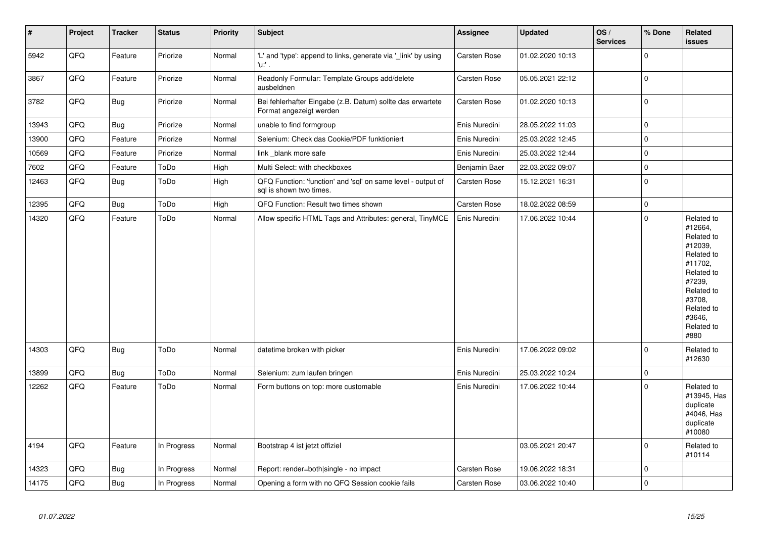| # | Project | Tracker | Status | Priority | Subject | Assignee | Updated | OS / Services | % Done | Related issues |
|---|---|---|---|---|---|---|---|---|---|---|
| 5942 | QFQ | Feature | Priorize | Normal | 'L' and 'type': append to links, generate via '_link' by using 'u:' . | Carsten Rose | 01.02.2020 10:13 | | 0 | |
| 3867 | QFQ | Feature | Priorize | Normal | Readonly Formular: Template Groups add/delete ausbeldnen | Carsten Rose | 05.05.2021 22:12 | | 0 | |
| 3782 | QFQ | Bug | Priorize | Normal | Bei fehlerhafter Eingabe (z.B. Datum) sollte das erwartete Format angezeigt werden | Carsten Rose | 01.02.2020 10:13 | | 0 | |
| 13943 | QFQ | Bug | Priorize | Normal | unable to find formgroup | Enis Nuredini | 28.05.2022 11:03 | | 0 | |
| 13900 | QFQ | Feature | Priorize | Normal | Selenium: Check das Cookie/PDF funktioniert | Enis Nuredini | 25.03.2022 12:45 | | 0 | |
| 10569 | QFQ | Feature | Priorize | Normal | link _blank more safe | Enis Nuredini | 25.03.2022 12:44 | | 0 | |
| 7602 | QFQ | Feature | ToDo | High | Multi Select: with checkboxes | Benjamin Baer | 22.03.2022 09:07 | | 0 | |
| 12463 | QFQ | Bug | ToDo | High | QFQ Function: 'function' and 'sql' on same level - output of sql is shown two times. | Carsten Rose | 15.12.2021 16:31 | | 0 | |
| 12395 | QFQ | Bug | ToDo | High | QFQ Function: Result two times shown | Carsten Rose | 18.02.2022 08:59 | | 0 | |
| 14320 | QFQ | Feature | ToDo | Normal | Allow specific HTML Tags and Attributes: general, TinyMCE | Enis Nuredini | 17.06.2022 10:44 | | 0 | Related to #12664, Related to #12039, Related to #11702, Related to #7239, Related to #3708, Related to #3646, Related to #880 |
| 14303 | QFQ | Bug | ToDo | Normal | datetime broken with picker | Enis Nuredini | 17.06.2022 09:02 | | 0 | Related to #12630 |
| 13899 | QFQ | Bug | ToDo | Normal | Selenium: zum laufen bringen | Enis Nuredini | 25.03.2022 10:24 | | 0 | |
| 12262 | QFQ | Feature | ToDo | Normal | Form buttons on top: more customable | Enis Nuredini | 17.06.2022 10:44 | | 0 | Related to #13945, Has duplicate #4046, Has duplicate #10080 |
| 4194 | QFQ | Feature | In Progress | Normal | Bootstrap 4 ist jetzt offiziel | | 03.05.2021 20:47 | | 0 | Related to #10114 |
| 14323 | QFQ | Bug | In Progress | Normal | Report: render=both\|single - no impact | Carsten Rose | 19.06.2022 18:31 | | 0 | |
| 14175 | QFQ | Bug | In Progress | Normal | Opening a form with no QFQ Session cookie fails | Carsten Rose | 03.06.2022 10:40 | | 0 | |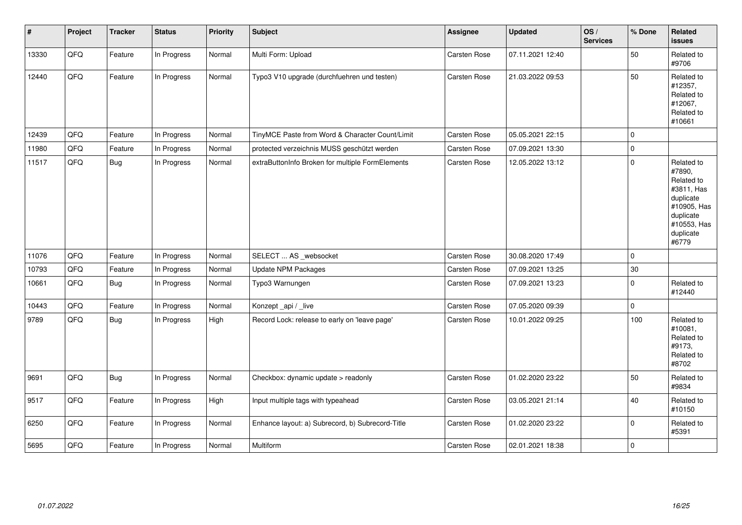| # | Project | Tracker | Status | Priority | Subject | Assignee | Updated | OS / Services | % Done | Related issues |
|---|---|---|---|---|---|---|---|---|---|---|
| 13330 | QFQ | Feature | In Progress | Normal | Multi Form: Upload | Carsten Rose | 07.11.2021 12:40 | | 50 | Related to #9706 |
| 12440 | QFQ | Feature | In Progress | Normal | Typo3 V10 upgrade (durchfuehren und testen) | Carsten Rose | 21.03.2022 09:53 | | 50 | Related to #12357, Related to #12067, Related to #10661 |
| 12439 | QFQ | Feature | In Progress | Normal | TinyMCE Paste from Word & Character Count/Limit | Carsten Rose | 05.05.2021 22:15 | | 0 | |
| 11980 | QFQ | Feature | In Progress | Normal | protected verzeichnis MUSS geschützt werden | Carsten Rose | 07.09.2021 13:30 | | 0 | |
| 11517 | QFQ | Bug | In Progress | Normal | extraButtonInfo Broken for multiple FormElements | Carsten Rose | 12.05.2022 13:12 | | 0 | Related to #7890, Related to #3811, Has duplicate #10905, Has duplicate #10553, Has duplicate #6779 |
| 11076 | QFQ | Feature | In Progress | Normal | SELECT ... AS _websocket | Carsten Rose | 30.08.2020 17:49 | | 0 | |
| 10793 | QFQ | Feature | In Progress | Normal | Update NPM Packages | Carsten Rose | 07.09.2021 13:25 | | 30 | |
| 10661 | QFQ | Bug | In Progress | Normal | Typo3 Warnungen | Carsten Rose | 07.09.2021 13:23 | | 0 | Related to #12440 |
| 10443 | QFQ | Feature | In Progress | Normal | Konzept _api / _live | Carsten Rose | 07.05.2020 09:39 | | 0 | |
| 9789 | QFQ | Bug | In Progress | High | Record Lock: release to early on 'leave page' | Carsten Rose | 10.01.2022 09:25 | | 100 | Related to #10081, Related to #9173, Related to #8702 |
| 9691 | QFQ | Bug | In Progress | Normal | Checkbox: dynamic update > readonly | Carsten Rose | 01.02.2020 23:22 | | 50 | Related to #9834 |
| 9517 | QFQ | Feature | In Progress | High | Input multiple tags with typeahead | Carsten Rose | 03.05.2021 21:14 | | 40 | Related to #10150 |
| 6250 | QFQ | Feature | In Progress | Normal | Enhance layout: a) Subrecord, b) Subrecord-Title | Carsten Rose | 01.02.2020 23:22 | | 0 | Related to #5391 |
| 5695 | QFQ | Feature | In Progress | Normal | Multiform | Carsten Rose | 02.01.2021 18:38 | | 0 | |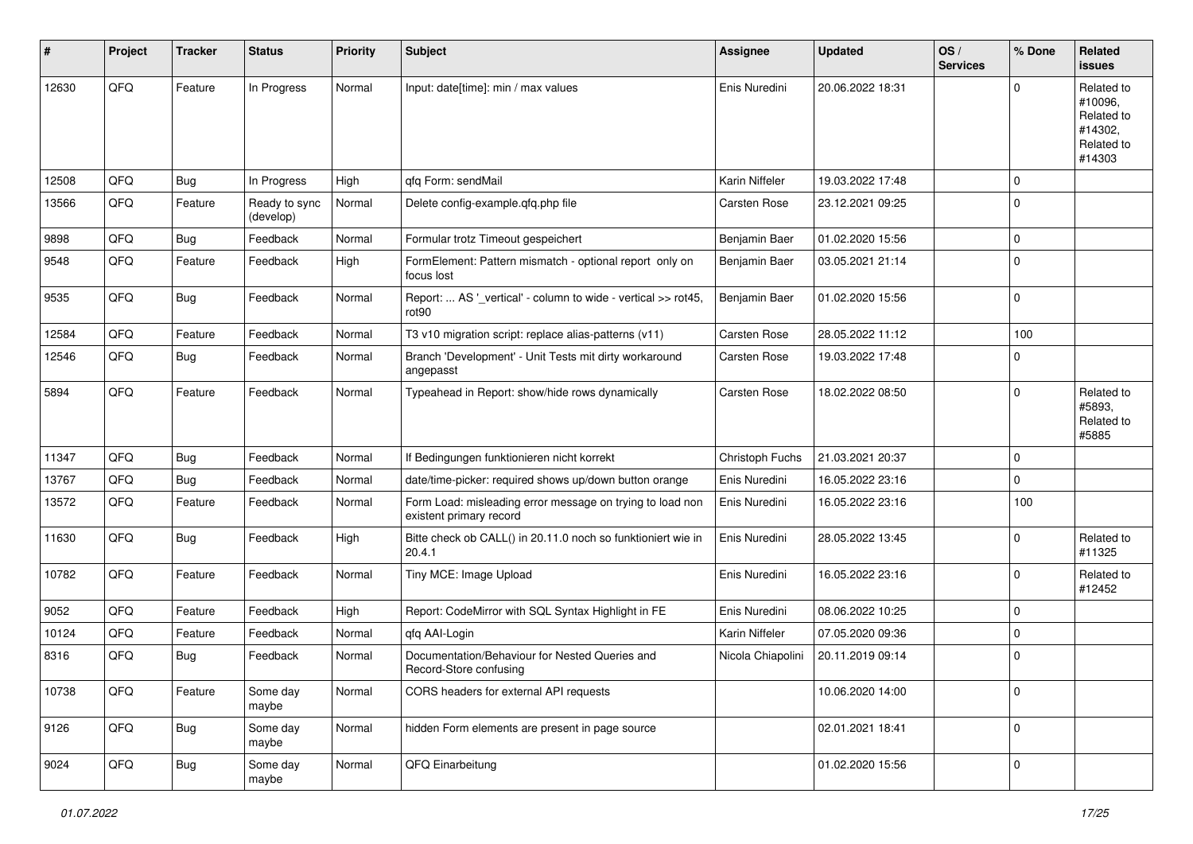| # | Project | Tracker | Status | Priority | Subject | Assignee | Updated | OS / Services | % Done | Related issues |
|---|---|---|---|---|---|---|---|---|---|---|
| 12630 | QFQ | Feature | In Progress | Normal | Input: date[time]: min / max values | Enis Nuredini | 20.06.2022 18:31 | | 0 | Related to #10096, Related to #14302, Related to #14303 |
| 12508 | QFQ | Bug | In Progress | High | qfq Form: sendMail | Karin Niffeler | 19.03.2022 17:48 | | 0 | |
| 13566 | QFQ | Feature | Ready to sync (develop) | Normal | Delete config-example.qfq.php file | Carsten Rose | 23.12.2021 09:25 | | 0 | |
| 9898 | QFQ | Bug | Feedback | Normal | Formular trotz Timeout gespeichert | Benjamin Baer | 01.02.2020 15:56 | | 0 | |
| 9548 | QFQ | Feature | Feedback | High | FormElement: Pattern mismatch - optional report only on focus lost | Benjamin Baer | 03.05.2021 21:14 | | 0 | |
| 9535 | QFQ | Bug | Feedback | Normal | Report: ... AS '_vertical' - column to wide - vertical >> rot45, rot90 | Benjamin Baer | 01.02.2020 15:56 | | 0 | |
| 12584 | QFQ | Feature | Feedback | Normal | T3 v10 migration script: replace alias-patterns (v11) | Carsten Rose | 28.05.2022 11:12 | | 100 | |
| 12546 | QFQ | Bug | Feedback | Normal | Branch 'Development' - Unit Tests mit dirty workaround angepasst | Carsten Rose | 19.03.2022 17:48 | | 0 | |
| 5894 | QFQ | Feature | Feedback | Normal | Typeahead in Report: show/hide rows dynamically | Carsten Rose | 18.02.2022 08:50 | | 0 | Related to #5893, Related to #5885 |
| 11347 | QFQ | Bug | Feedback | Normal | If Bedingungen funktionieren nicht korrekt | Christoph Fuchs | 21.03.2021 20:37 | | 0 | |
| 13767 | QFQ | Bug | Feedback | Normal | date/time-picker: required shows up/down button orange | Enis Nuredini | 16.05.2022 23:16 | | 0 | |
| 13572 | QFQ | Feature | Feedback | Normal | Form Load: misleading error message on trying to load non existent primary record | Enis Nuredini | 16.05.2022 23:16 | | 100 | |
| 11630 | QFQ | Bug | Feedback | High | Bitte check ob CALL() in 20.11.0 noch so funktioniert wie in 20.4.1 | Enis Nuredini | 28.05.2022 13:45 | | 0 | Related to #11325 |
| 10782 | QFQ | Feature | Feedback | Normal | Tiny MCE: Image Upload | Enis Nuredini | 16.05.2022 23:16 | | 0 | Related to #12452 |
| 9052 | QFQ | Feature | Feedback | High | Report: CodeMirror with SQL Syntax Highlight in FE | Enis Nuredini | 08.06.2022 10:25 | | 0 | |
| 10124 | QFQ | Feature | Feedback | Normal | qfq AAI-Login | Karin Niffeler | 07.05.2020 09:36 | | 0 | |
| 8316 | QFQ | Bug | Feedback | Normal | Documentation/Behaviour for Nested Queries and Record-Store confusing | Nicola Chiapolini | 20.11.2019 09:14 | | 0 | |
| 10738 | QFQ | Feature | Some day maybe | Normal | CORS headers for external API requests | | 10.06.2020 14:00 | | 0 | |
| 9126 | QFQ | Bug | Some day maybe | Normal | hidden Form elements are present in page source | | 02.01.2021 18:41 | | 0 | |
| 9024 | QFQ | Bug | Some day maybe | Normal | QFQ Einarbeitung | | 01.02.2020 15:56 | | 0 | |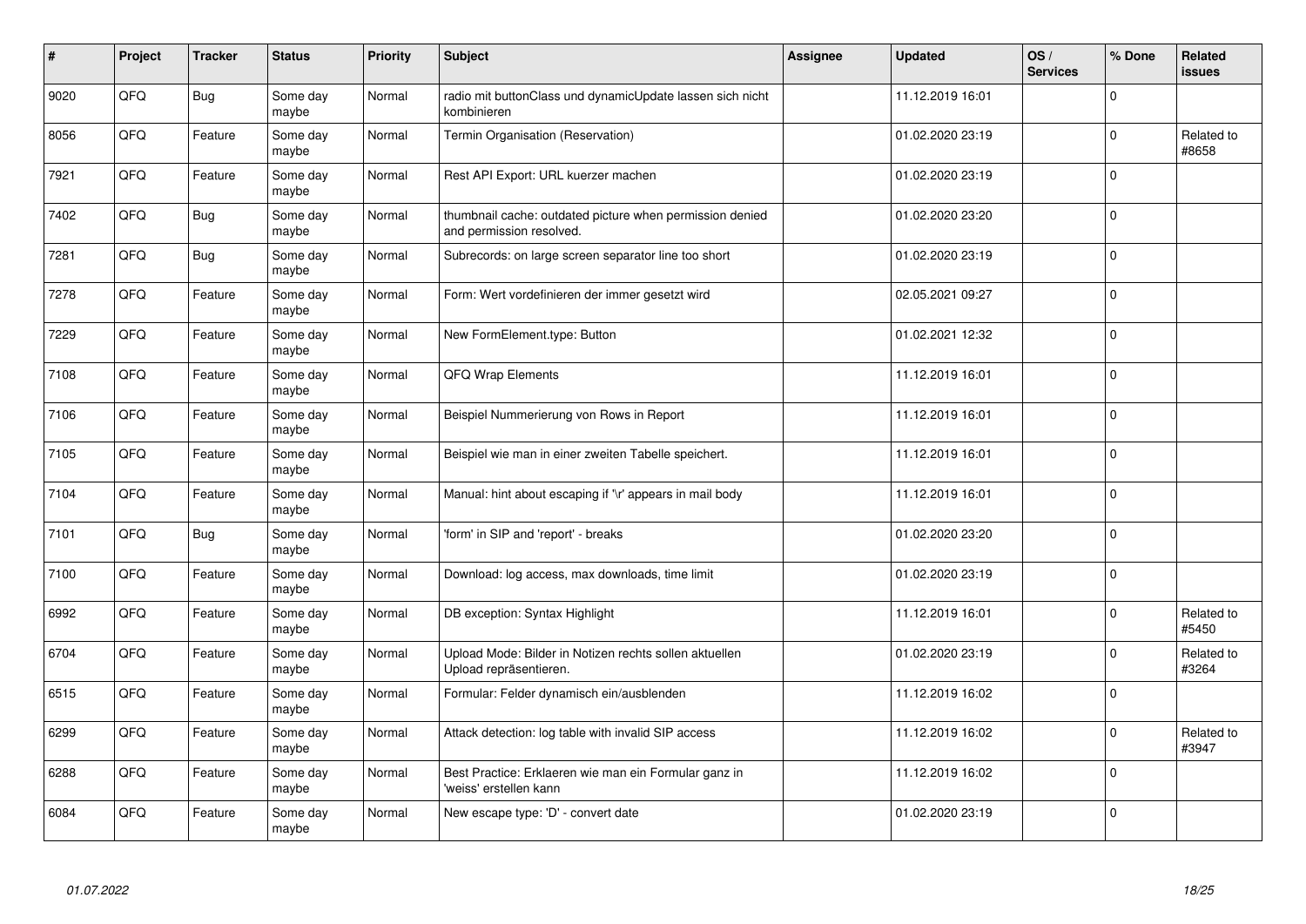| # | Project | Tracker | Status | Priority | Subject | Assignee | Updated | OS / Services | % Done | Related issues |
|---|---|---|---|---|---|---|---|---|---|---|
| 9020 | QFQ | Bug | Some day maybe | Normal | radio mit buttonClass und dynamicUpdate lassen sich nicht kombinieren | | 11.12.2019 16:01 | | 0 | |
| 8056 | QFQ | Feature | Some day maybe | Normal | Termin Organisation (Reservation) | | 01.02.2020 23:19 | | 0 | Related to #8658 |
| 7921 | QFQ | Feature | Some day maybe | Normal | Rest API Export: URL kuerzer machen | | 01.02.2020 23:19 | | 0 | |
| 7402 | QFQ | Bug | Some day maybe | Normal | thumbnail cache: outdated picture when permission denied and permission resolved. | | 01.02.2020 23:20 | | 0 | |
| 7281 | QFQ | Bug | Some day maybe | Normal | Subrecords: on large screen separator line too short | | 01.02.2020 23:19 | | 0 | |
| 7278 | QFQ | Feature | Some day maybe | Normal | Form: Wert vordefinieren der immer gesetzt wird | | 02.05.2021 09:27 | | 0 | |
| 7229 | QFQ | Feature | Some day maybe | Normal | New FormElement.type: Button | | 01.02.2021 12:32 | | 0 | |
| 7108 | QFQ | Feature | Some day maybe | Normal | QFQ Wrap Elements | | 11.12.2019 16:01 | | 0 | |
| 7106 | QFQ | Feature | Some day maybe | Normal | Beispiel Nummerierung von Rows in Report | | 11.12.2019 16:01 | | 0 | |
| 7105 | QFQ | Feature | Some day maybe | Normal | Beispiel wie man in einer zweiten Tabelle speichert. | | 11.12.2019 16:01 | | 0 | |
| 7104 | QFQ | Feature | Some day maybe | Normal | Manual: hint about escaping if '\r' appears in mail body | | 11.12.2019 16:01 | | 0 | |
| 7101 | QFQ | Bug | Some day maybe | Normal | 'form' in SIP and 'report' - breaks | | 01.02.2020 23:20 | | 0 | |
| 7100 | QFQ | Feature | Some day maybe | Normal | Download: log access, max downloads, time limit | | 01.02.2020 23:19 | | 0 | |
| 6992 | QFQ | Feature | Some day maybe | Normal | DB exception: Syntax Highlight | | 11.12.2019 16:01 | | 0 | Related to #5450 |
| 6704 | QFQ | Feature | Some day maybe | Normal | Upload Mode: Bilder in Notizen rechts sollen aktuellen Upload repräsentieren. | | 01.02.2020 23:19 | | 0 | Related to #3264 |
| 6515 | QFQ | Feature | Some day maybe | Normal | Formular: Felder dynamisch ein/ausblenden | | 11.12.2019 16:02 | | 0 | |
| 6299 | QFQ | Feature | Some day maybe | Normal | Attack detection: log table with invalid SIP access | | 11.12.2019 16:02 | | 0 | Related to #3947 |
| 6288 | QFQ | Feature | Some day maybe | Normal | Best Practice: Erklaeren wie man ein Formular ganz in 'weiss' erstellen kann | | 11.12.2019 16:02 | | 0 | |
| 6084 | QFQ | Feature | Some day maybe | Normal | New escape type: 'D' - convert date | | 01.02.2020 23:19 | | 0 | |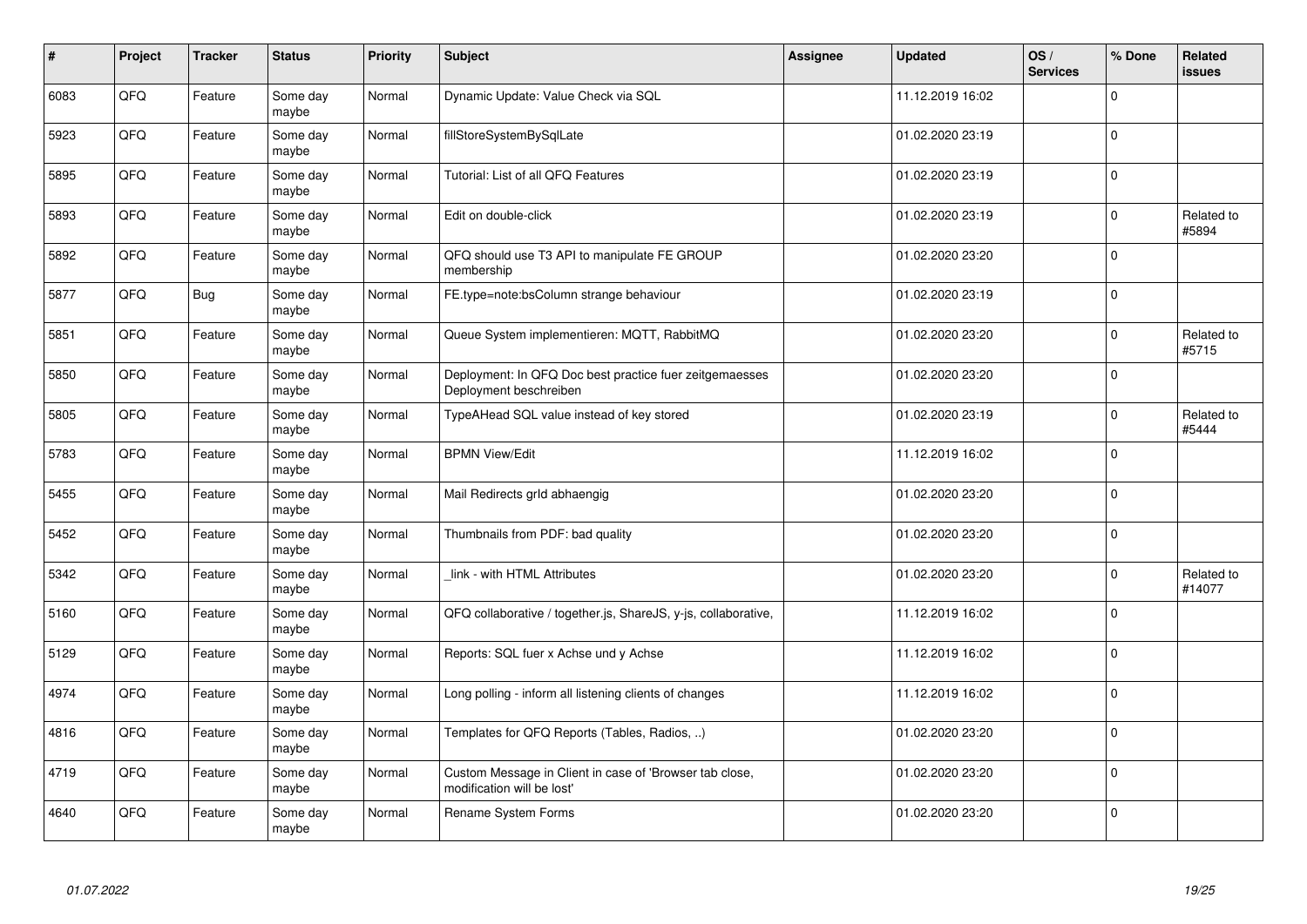| # | Project | Tracker | Status | Priority | Subject | Assignee | Updated | OS / Services | % Done | Related issues |
|---|---|---|---|---|---|---|---|---|---|---|
| 6083 | QFQ | Feature | Some day maybe | Normal | Dynamic Update: Value Check via SQL | | 11.12.2019 16:02 | | 0 | |
| 5923 | QFQ | Feature | Some day maybe | Normal | fillStoreSystemBySqlLate | | 01.02.2020 23:19 | | 0 | |
| 5895 | QFQ | Feature | Some day maybe | Normal | Tutorial: List of all QFQ Features | | 01.02.2020 23:19 | | 0 | |
| 5893 | QFQ | Feature | Some day maybe | Normal | Edit on double-click | | 01.02.2020 23:19 | | 0 | Related to #5894 |
| 5892 | QFQ | Feature | Some day maybe | Normal | QFQ should use T3 API to manipulate FE GROUP membership | | 01.02.2020 23:20 | | 0 | |
| 5877 | QFQ | Bug | Some day maybe | Normal | FE.type=note:bsColumn strange behaviour | | 01.02.2020 23:19 | | 0 | |
| 5851 | QFQ | Feature | Some day maybe | Normal | Queue System implementieren: MQTT, RabbitMQ | | 01.02.2020 23:20 | | 0 | Related to #5715 |
| 5850 | QFQ | Feature | Some day maybe | Normal | Deployment: In QFQ Doc best practice fuer zeitgemaesses Deployment beschreiben | | 01.02.2020 23:20 | | 0 | |
| 5805 | QFQ | Feature | Some day maybe | Normal | TypeAHead SQL value instead of key stored | | 01.02.2020 23:19 | | 0 | Related to #5444 |
| 5783 | QFQ | Feature | Some day maybe | Normal | BPMN View/Edit | | 11.12.2019 16:02 | | 0 | |
| 5455 | QFQ | Feature | Some day maybe | Normal | Mail Redirects grId abhaengig | | 01.02.2020 23:20 | | 0 | |
| 5452 | QFQ | Feature | Some day maybe | Normal | Thumbnails from PDF: bad quality | | 01.02.2020 23:20 | | 0 | |
| 5342 | QFQ | Feature | Some day maybe | Normal | _link - with HTML Attributes | | 01.02.2020 23:20 | | 0 | Related to #14077 |
| 5160 | QFQ | Feature | Some day maybe | Normal | QFQ collaborative / together.js, ShareJS, y-js, collaborative, | | 11.12.2019 16:02 | | 0 | |
| 5129 | QFQ | Feature | Some day maybe | Normal | Reports: SQL fuer x Achse und y Achse | | 11.12.2019 16:02 | | 0 | |
| 4974 | QFQ | Feature | Some day maybe | Normal | Long polling - inform all listening clients of changes | | 11.12.2019 16:02 | | 0 | |
| 4816 | QFQ | Feature | Some day maybe | Normal | Templates for QFQ Reports (Tables, Radios, ..) | | 01.02.2020 23:20 | | 0 | |
| 4719 | QFQ | Feature | Some day maybe | Normal | Custom Message in Client in case of 'Browser tab close, modification will be lost' | | 01.02.2020 23:20 | | 0 | |
| 4640 | QFQ | Feature | Some day maybe | Normal | Rename System Forms | | 01.02.2020 23:20 | | 0 | |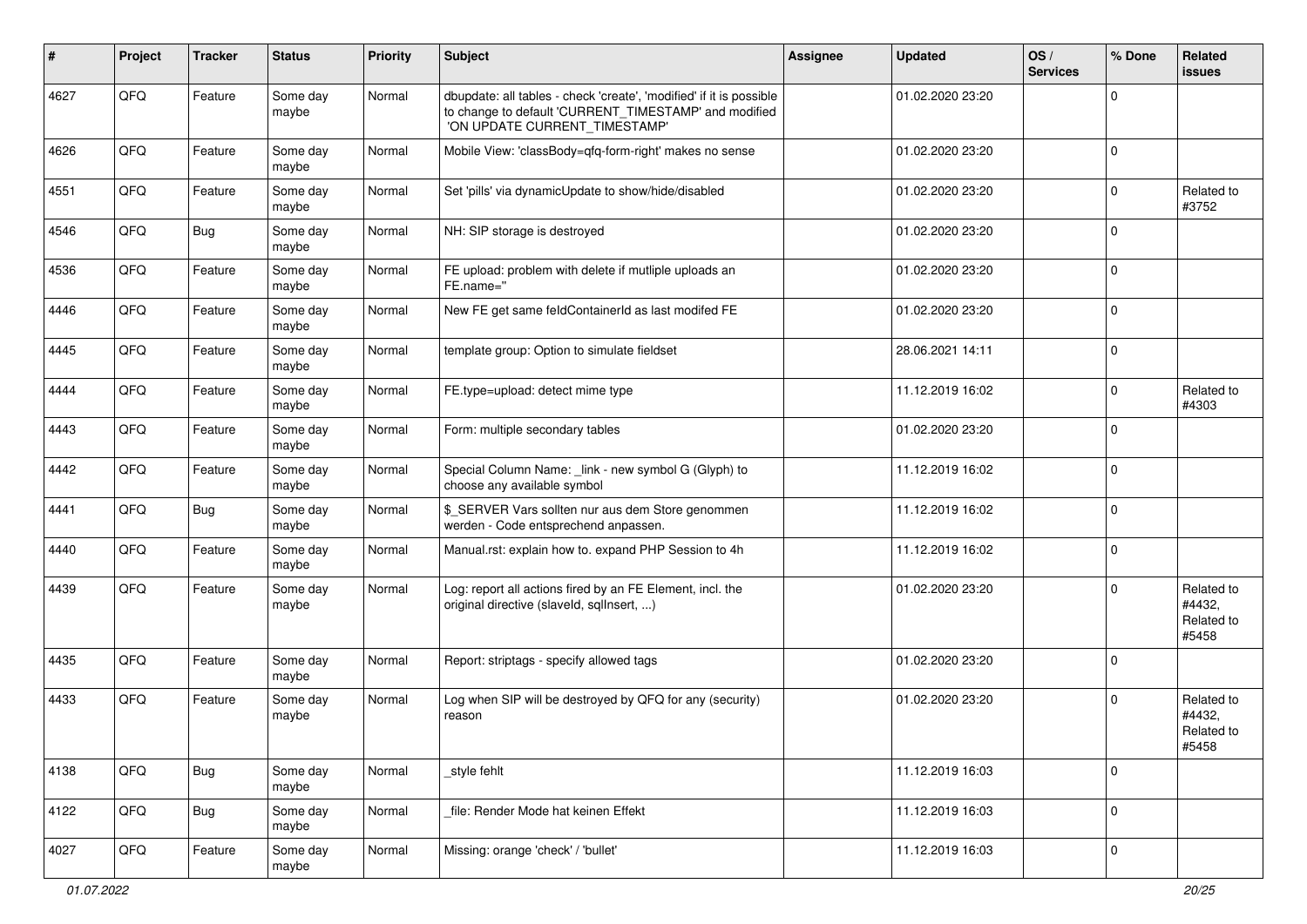| # | Project | Tracker | Status | Priority | Subject | Assignee | Updated | OS / Services | % Done | Related issues |
|---|---|---|---|---|---|---|---|---|---|---|
| 4627 | QFQ | Feature | Some day maybe | Normal | dbupdate: all tables - check 'create', 'modified' if it is possible to change to default 'CURRENT_TIMESTAMP' and modified 'ON UPDATE CURRENT_TIMESTAMP' | | 01.02.2020 23:20 | | 0 | |
| 4626 | QFQ | Feature | Some day maybe | Normal | Mobile View: 'classBody=qfq-form-right' makes no sense | | 01.02.2020 23:20 | | 0 | |
| 4551 | QFQ | Feature | Some day maybe | Normal | Set 'pills' via dynamicUpdate to show/hide/disabled | | 01.02.2020 23:20 | | 0 | Related to #3752 |
| 4546 | QFQ | Bug | Some day maybe | Normal | NH: SIP storage is destroyed | | 01.02.2020 23:20 | | 0 | |
| 4536 | QFQ | Feature | Some day maybe | Normal | FE upload: problem with delete if mutliple uploads an FE.name='' | | 01.02.2020 23:20 | | 0 | |
| 4446 | QFQ | Feature | Some day maybe | Normal | New FE get same feldContainerId as last modifed FE | | 01.02.2020 23:20 | | 0 | |
| 4445 | QFQ | Feature | Some day maybe | Normal | template group: Option to simulate fieldset | | 28.06.2021 14:11 | | 0 | |
| 4444 | QFQ | Feature | Some day maybe | Normal | FE.type=upload: detect mime type | | 11.12.2019 16:02 | | 0 | Related to #4303 |
| 4443 | QFQ | Feature | Some day maybe | Normal | Form: multiple secondary tables | | 01.02.2020 23:20 | | 0 | |
| 4442 | QFQ | Feature | Some day maybe | Normal | Special Column Name: _link - new symbol G (Glyph) to choose any available symbol | | 11.12.2019 16:02 | | 0 | |
| 4441 | QFQ | Bug | Some day maybe | Normal | $_SERVER Vars sollten nur aus dem Store genommen werden - Code entsprechend anpassen. | | 11.12.2019 16:02 | | 0 | |
| 4440 | QFQ | Feature | Some day maybe | Normal | Manual.rst: explain how to. expand PHP Session to 4h | | 11.12.2019 16:02 | | 0 | |
| 4439 | QFQ | Feature | Some day maybe | Normal | Log: report all actions fired by an FE Element, incl. the original directive (slaveId, sqlInsert, ...) | | 01.02.2020 23:20 | | 0 | Related to #4432, Related to #5458 |
| 4435 | QFQ | Feature | Some day maybe | Normal | Report: striptags - specify allowed tags | | 01.02.2020 23:20 | | 0 | |
| 4433 | QFQ | Feature | Some day maybe | Normal | Log when SIP will be destroyed by QFQ for any (security) reason | | 01.02.2020 23:20 | | 0 | Related to #4432, Related to #5458 |
| 4138 | QFQ | Bug | Some day maybe | Normal | _style fehlt | | 11.12.2019 16:03 | | 0 | |
| 4122 | QFQ | Bug | Some day maybe | Normal | _file: Render Mode hat keinen Effekt | | 11.12.2019 16:03 | | 0 | |
| 4027 | QFQ | Feature | Some day maybe | Normal | Missing: orange 'check' / 'bullet' | | 11.12.2019 16:03 | | 0 | |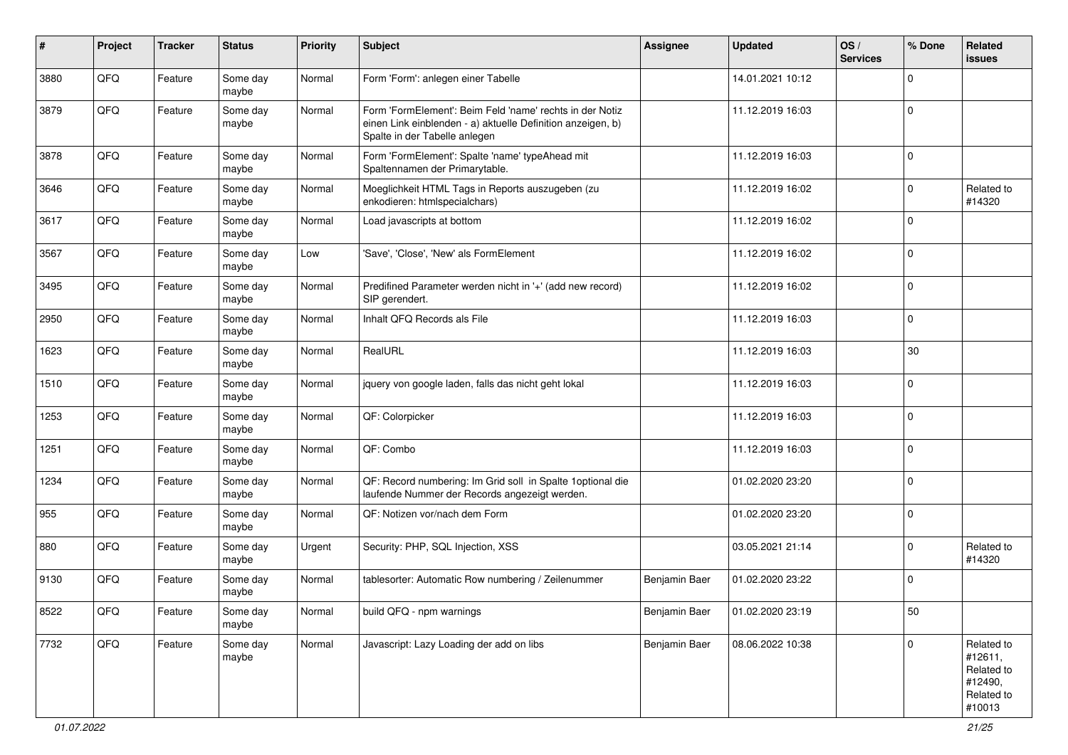| # | Project | Tracker | Status | Priority | Subject | Assignee | Updated | OS / Services | % Done | Related issues |
|---|---|---|---|---|---|---|---|---|---|---|
| 3880 | QFQ | Feature | Some day maybe | Normal | Form 'Form': anlegen einer Tabelle | | 14.01.2021 10:12 | | 0 | |
| 3879 | QFQ | Feature | Some day maybe | Normal | Form 'FormElement': Beim Feld 'name' rechts in der Notiz einen Link einblenden - a) aktuelle Definition anzeigen, b) Spalte in der Tabelle anlegen | | 11.12.2019 16:03 | | 0 | |
| 3878 | QFQ | Feature | Some day maybe | Normal | Form 'FormElement': Spalte 'name' typeAhead mit Spaltennamen der Primarytable. | | 11.12.2019 16:03 | | 0 | |
| 3646 | QFQ | Feature | Some day maybe | Normal | Moeglichkeit HTML Tags in Reports auszugeben (zu enkodieren: htmlspecialchars) | | 11.12.2019 16:02 | | 0 | Related to #14320 |
| 3617 | QFQ | Feature | Some day maybe | Normal | Load javascripts at bottom | | 11.12.2019 16:02 | | 0 | |
| 3567 | QFQ | Feature | Some day maybe | Low | 'Save', 'Close', 'New' als FormElement | | 11.12.2019 16:02 | | 0 | |
| 3495 | QFQ | Feature | Some day maybe | Normal | Predifined Parameter werden nicht in '+' (add new record) SIP gerendert. | | 11.12.2019 16:02 | | 0 | |
| 2950 | QFQ | Feature | Some day maybe | Normal | Inhalt QFQ Records als File | | 11.12.2019 16:03 | | 0 | |
| 1623 | QFQ | Feature | Some day maybe | Normal | RealURL | | 11.12.2019 16:03 | | 30 | |
| 1510 | QFQ | Feature | Some day maybe | Normal | jquery von google laden, falls das nicht geht lokal | | 11.12.2019 16:03 | | 0 | |
| 1253 | QFQ | Feature | Some day maybe | Normal | QF: Colorpicker | | 11.12.2019 16:03 | | 0 | |
| 1251 | QFQ | Feature | Some day maybe | Normal | QF: Combo | | 11.12.2019 16:03 | | 0 | |
| 1234 | QFQ | Feature | Some day maybe | Normal | QF: Record numbering: Im Grid soll in Spalte 1optional die laufende Nummer der Records angezeigt werden. | | 01.02.2020 23:20 | | 0 | |
| 955 | QFQ | Feature | Some day maybe | Normal | QF: Notizen vor/nach dem Form | | 01.02.2020 23:20 | | 0 | |
| 880 | QFQ | Feature | Some day maybe | Urgent | Security: PHP, SQL Injection, XSS | | 03.05.2021 21:14 | | 0 | Related to #14320 |
| 9130 | QFQ | Feature | Some day maybe | Normal | tablesorter: Automatic Row numbering / Zeilenummer | Benjamin Baer | 01.02.2020 23:22 | | 0 | |
| 8522 | QFQ | Feature | Some day maybe | Normal | build QFQ - npm warnings | Benjamin Baer | 01.02.2020 23:19 | | 50 | |
| 7732 | QFQ | Feature | Some day maybe | Normal | Javascript: Lazy Loading der add on libs | Benjamin Baer | 08.06.2022 10:38 | | 0 | Related to #12611, Related to #12490, Related to #10013 |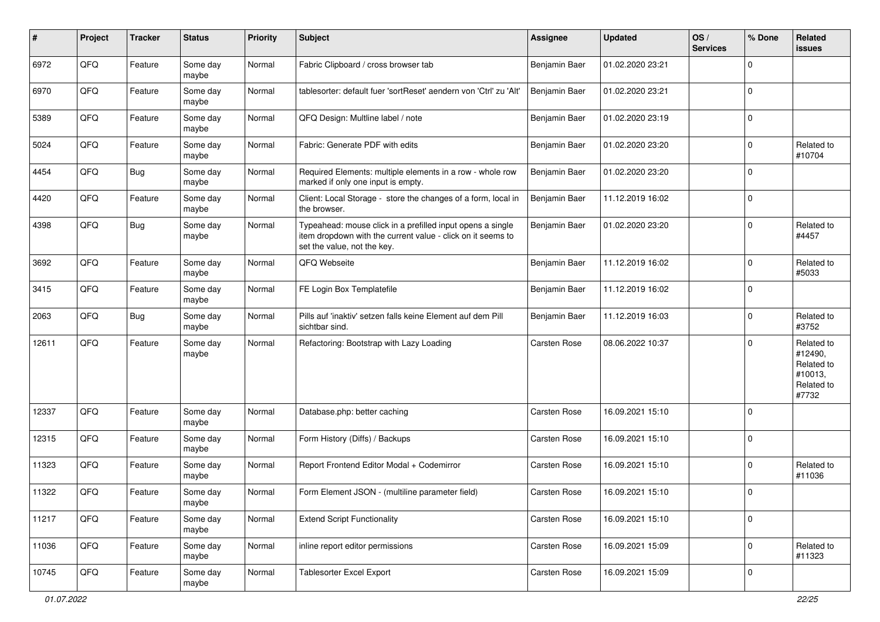| # | Project | Tracker | Status | Priority | Subject | Assignee | Updated | OS / Services | % Done | Related issues |
|---|---|---|---|---|---|---|---|---|---|---|
| 6972 | QFQ | Feature | Some day maybe | Normal | Fabric Clipboard / cross browser tab | Benjamin Baer | 01.02.2020 23:21 | | 0 | |
| 6970 | QFQ | Feature | Some day maybe | Normal | tablesorter: default fuer 'sortReset' aendern von 'Ctrl' zu 'Alt' | Benjamin Baer | 01.02.2020 23:21 | | 0 | |
| 5389 | QFQ | Feature | Some day maybe | Normal | QFQ Design: Multline label / note | Benjamin Baer | 01.02.2020 23:19 | | 0 | |
| 5024 | QFQ | Feature | Some day maybe | Normal | Fabric: Generate PDF with edits | Benjamin Baer | 01.02.2020 23:20 | | 0 | Related to #10704 |
| 4454 | QFQ | Bug | Some day maybe | Normal | Required Elements: multiple elements in a row - whole row marked if only one input is empty. | Benjamin Baer | 01.02.2020 23:20 | | 0 | |
| 4420 | QFQ | Feature | Some day maybe | Normal | Client: Local Storage - store the changes of a form, local in the browser. | Benjamin Baer | 11.12.2019 16:02 | | 0 | |
| 4398 | QFQ | Bug | Some day maybe | Normal | Typeahead: mouse click in a prefilled input opens a single item dropdown with the current value - click on it seems to set the value, not the key. | Benjamin Baer | 01.02.2020 23:20 | | 0 | Related to #4457 |
| 3692 | QFQ | Feature | Some day maybe | Normal | QFQ Webseite | Benjamin Baer | 11.12.2019 16:02 | | 0 | Related to #5033 |
| 3415 | QFQ | Feature | Some day maybe | Normal | FE Login Box Templatefile | Benjamin Baer | 11.12.2019 16:02 | | 0 | |
| 2063 | QFQ | Bug | Some day maybe | Normal | Pills auf 'inaktiv' setzen falls keine Element auf dem Pill sichtbar sind. | Benjamin Baer | 11.12.2019 16:03 | | 0 | Related to #3752 |
| 12611 | QFQ | Feature | Some day maybe | Normal | Refactoring: Bootstrap with Lazy Loading | Carsten Rose | 08.06.2022 10:37 | | 0 | Related to #12490, Related to #10013, Related to #7732 |
| 12337 | QFQ | Feature | Some day maybe | Normal | Database.php: better caching | Carsten Rose | 16.09.2021 15:10 | | 0 | |
| 12315 | QFQ | Feature | Some day maybe | Normal | Form History (Diffs) / Backups | Carsten Rose | 16.09.2021 15:10 | | 0 | |
| 11323 | QFQ | Feature | Some day maybe | Normal | Report Frontend Editor Modal + Codemirror | Carsten Rose | 16.09.2021 15:10 | | 0 | Related to #11036 |
| 11322 | QFQ | Feature | Some day maybe | Normal | Form Element JSON - (multiline parameter field) | Carsten Rose | 16.09.2021 15:10 | | 0 | |
| 11217 | QFQ | Feature | Some day maybe | Normal | Extend Script Functionality | Carsten Rose | 16.09.2021 15:10 | | 0 | |
| 11036 | QFQ | Feature | Some day maybe | Normal | inline report editor permissions | Carsten Rose | 16.09.2021 15:09 | | 0 | Related to #11323 |
| 10745 | QFQ | Feature | Some day maybe | Normal | Tablesorter Excel Export | Carsten Rose | 16.09.2021 15:09 | | 0 | |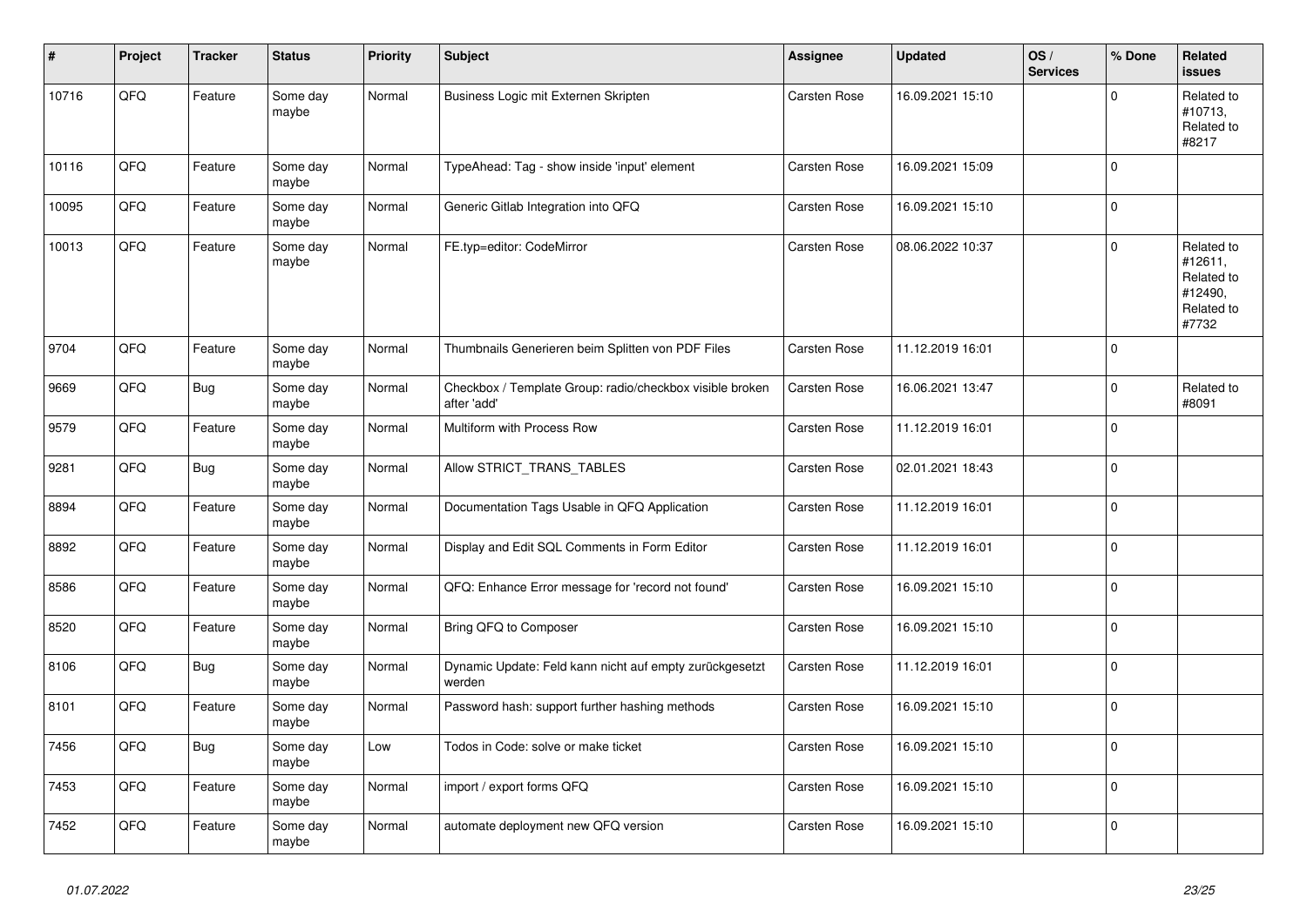| # | Project | Tracker | Status | Priority | Subject | Assignee | Updated | OS / Services | % Done | Related issues |
|---|---|---|---|---|---|---|---|---|---|---|
| 10716 | QFQ | Feature | Some day maybe | Normal | Business Logic mit Externen Skripten | Carsten Rose | 16.09.2021 15:10 | | 0 | Related to #10713, Related to #8217 |
| 10116 | QFQ | Feature | Some day maybe | Normal | TypeAhead: Tag - show inside 'input' element | Carsten Rose | 16.09.2021 15:09 | | 0 | |
| 10095 | QFQ | Feature | Some day maybe | Normal | Generic Gitlab Integration into QFQ | Carsten Rose | 16.09.2021 15:10 | | 0 | |
| 10013 | QFQ | Feature | Some day maybe | Normal | FE.typ=editor: CodeMirror | Carsten Rose | 08.06.2022 10:37 | | 0 | Related to #12611, Related to #12490, Related to #7732 |
| 9704 | QFQ | Feature | Some day maybe | Normal | Thumbnails Generieren beim Splitten von PDF Files | Carsten Rose | 11.12.2019 16:01 | | 0 | |
| 9669 | QFQ | Bug | Some day maybe | Normal | Checkbox / Template Group: radio/checkbox visible broken after 'add' | Carsten Rose | 16.06.2021 13:47 | | 0 | Related to #8091 |
| 9579 | QFQ | Feature | Some day maybe | Normal | Multiform with Process Row | Carsten Rose | 11.12.2019 16:01 | | 0 | |
| 9281 | QFQ | Bug | Some day maybe | Normal | Allow STRICT_TRANS_TABLES | Carsten Rose | 02.01.2021 18:43 | | 0 | |
| 8894 | QFQ | Feature | Some day maybe | Normal | Documentation Tags Usable in QFQ Application | Carsten Rose | 11.12.2019 16:01 | | 0 | |
| 8892 | QFQ | Feature | Some day maybe | Normal | Display and Edit SQL Comments in Form Editor | Carsten Rose | 11.12.2019 16:01 | | 0 | |
| 8586 | QFQ | Feature | Some day maybe | Normal | QFQ: Enhance Error message for 'record not found' | Carsten Rose | 16.09.2021 15:10 | | 0 | |
| 8520 | QFQ | Feature | Some day maybe | Normal | Bring QFQ to Composer | Carsten Rose | 16.09.2021 15:10 | | 0 | |
| 8106 | QFQ | Bug | Some day maybe | Normal | Dynamic Update: Feld kann nicht auf empty zurückgesetzt werden | Carsten Rose | 11.12.2019 16:01 | | 0 | |
| 8101 | QFQ | Feature | Some day maybe | Normal | Password hash: support further hashing methods | Carsten Rose | 16.09.2021 15:10 | | 0 | |
| 7456 | QFQ | Bug | Some day maybe | Low | Todos in Code: solve or make ticket | Carsten Rose | 16.09.2021 15:10 | | 0 | |
| 7453 | QFQ | Feature | Some day maybe | Normal | import / export forms QFQ | Carsten Rose | 16.09.2021 15:10 | | 0 | |
| 7452 | QFQ | Feature | Some day maybe | Normal | automate deployment new QFQ version | Carsten Rose | 16.09.2021 15:10 | | 0 | |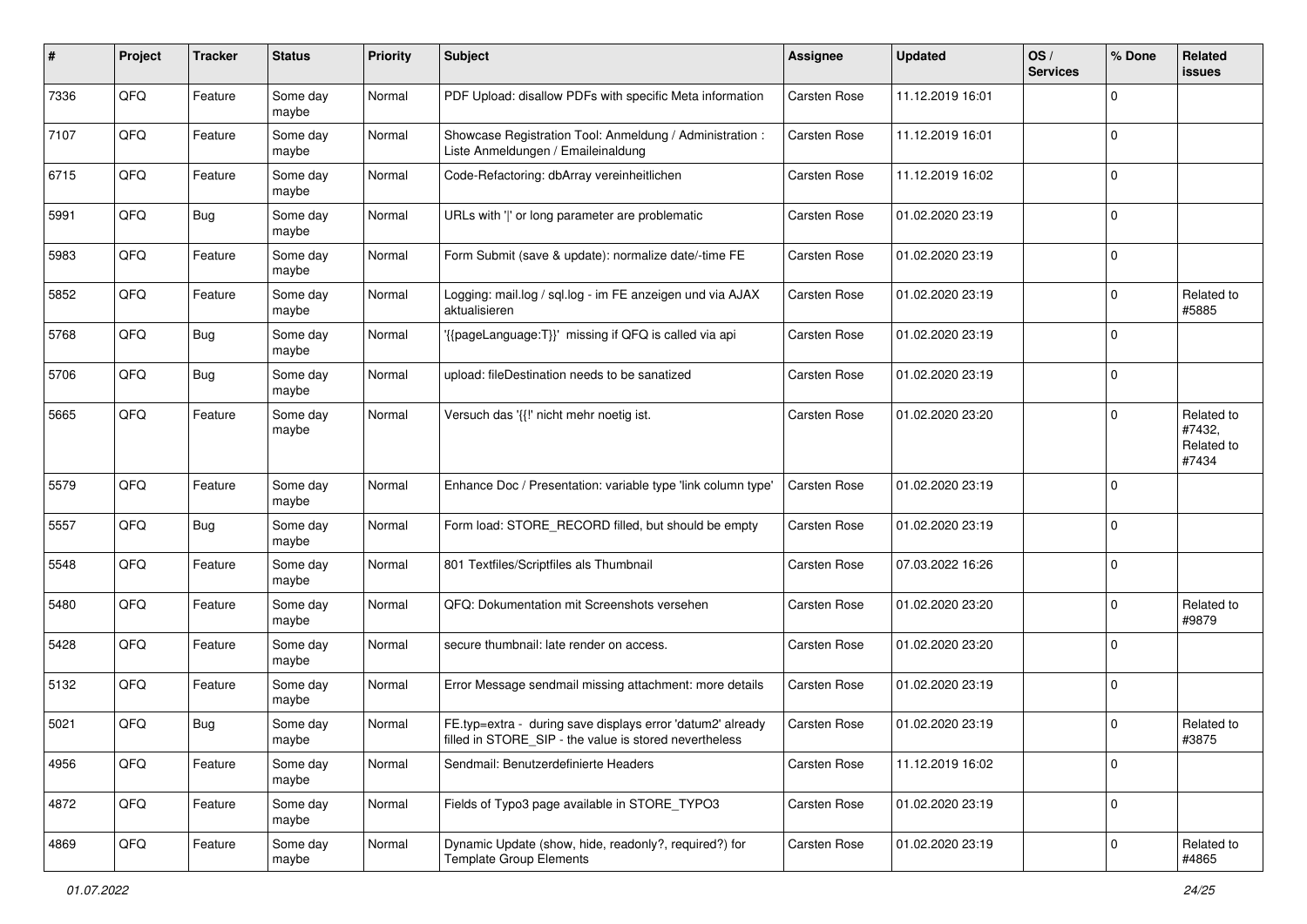| # | Project | Tracker | Status | Priority | Subject | Assignee | Updated | OS / Services | % Done | Related issues |
|---|---|---|---|---|---|---|---|---|---|---|
| 7336 | QFQ | Feature | Some day maybe | Normal | PDF Upload: disallow PDFs with specific Meta information | Carsten Rose | 11.12.2019 16:01 | | 0 | |
| 7107 | QFQ | Feature | Some day maybe | Normal | Showcase Registration Tool: Anmeldung / Administration : Liste Anmeldungen / Emaileinaldung | Carsten Rose | 11.12.2019 16:01 | | 0 | |
| 6715 | QFQ | Feature | Some day maybe | Normal | Code-Refactoring: dbArray vereinheitlichen | Carsten Rose | 11.12.2019 16:02 | | 0 | |
| 5991 | QFQ | Bug | Some day maybe | Normal | URLs with '\|' or long parameter are problematic | Carsten Rose | 01.02.2020 23:19 | | 0 | |
| 5983 | QFQ | Feature | Some day maybe | Normal | Form Submit (save & update): normalize date/-time FE | Carsten Rose | 01.02.2020 23:19 | | 0 | |
| 5852 | QFQ | Feature | Some day maybe | Normal | Logging: mail.log / sql.log - im FE anzeigen und via AJAX aktualisieren | Carsten Rose | 01.02.2020 23:19 | | 0 | Related to #5885 |
| 5768 | QFQ | Bug | Some day maybe | Normal | '{{pageLanguage:T}}' missing if QFQ is called via api | Carsten Rose | 01.02.2020 23:19 | | 0 | |
| 5706 | QFQ | Bug | Some day maybe | Normal | upload: fileDestination needs to be sanatized | Carsten Rose | 01.02.2020 23:19 | | 0 | |
| 5665 | QFQ | Feature | Some day maybe | Normal | Versuch das '{{!' nicht mehr noetig ist. | Carsten Rose | 01.02.2020 23:20 | | 0 | Related to #7432, Related to #7434 |
| 5579 | QFQ | Feature | Some day maybe | Normal | Enhance Doc / Presentation: variable type 'link column type' | Carsten Rose | 01.02.2020 23:19 | | 0 | |
| 5557 | QFQ | Bug | Some day maybe | Normal | Form load: STORE_RECORD filled, but should be empty | Carsten Rose | 01.02.2020 23:19 | | 0 | |
| 5548 | QFQ | Feature | Some day maybe | Normal | 801 Textfiles/Scriptfiles als Thumbnail | Carsten Rose | 07.03.2022 16:26 | | 0 | |
| 5480 | QFQ | Feature | Some day maybe | Normal | QFQ: Dokumentation mit Screenshots versehen | Carsten Rose | 01.02.2020 23:20 | | 0 | Related to #9879 |
| 5428 | QFQ | Feature | Some day maybe | Normal | secure thumbnail: late render on access. | Carsten Rose | 01.02.2020 23:20 | | 0 | |
| 5132 | QFQ | Feature | Some day maybe | Normal | Error Message sendmail missing attachment: more details | Carsten Rose | 01.02.2020 23:19 | | 0 | |
| 5021 | QFQ | Bug | Some day maybe | Normal | FE.typ=extra - during save displays error 'datum2' already filled in STORE_SIP - the value is stored nevertheless | Carsten Rose | 01.02.2020 23:19 | | 0 | Related to #3875 |
| 4956 | QFQ | Feature | Some day maybe | Normal | Sendmail: Benutzerdefinierte Headers | Carsten Rose | 11.12.2019 16:02 | | 0 | |
| 4872 | QFQ | Feature | Some day maybe | Normal | Fields of Typo3 page available in STORE_TYPO3 | Carsten Rose | 01.02.2020 23:19 | | 0 | |
| 4869 | QFQ | Feature | Some day maybe | Normal | Dynamic Update (show, hide, readonly?, required?) for Template Group Elements | Carsten Rose | 01.02.2020 23:19 | | 0 | Related to #4865 |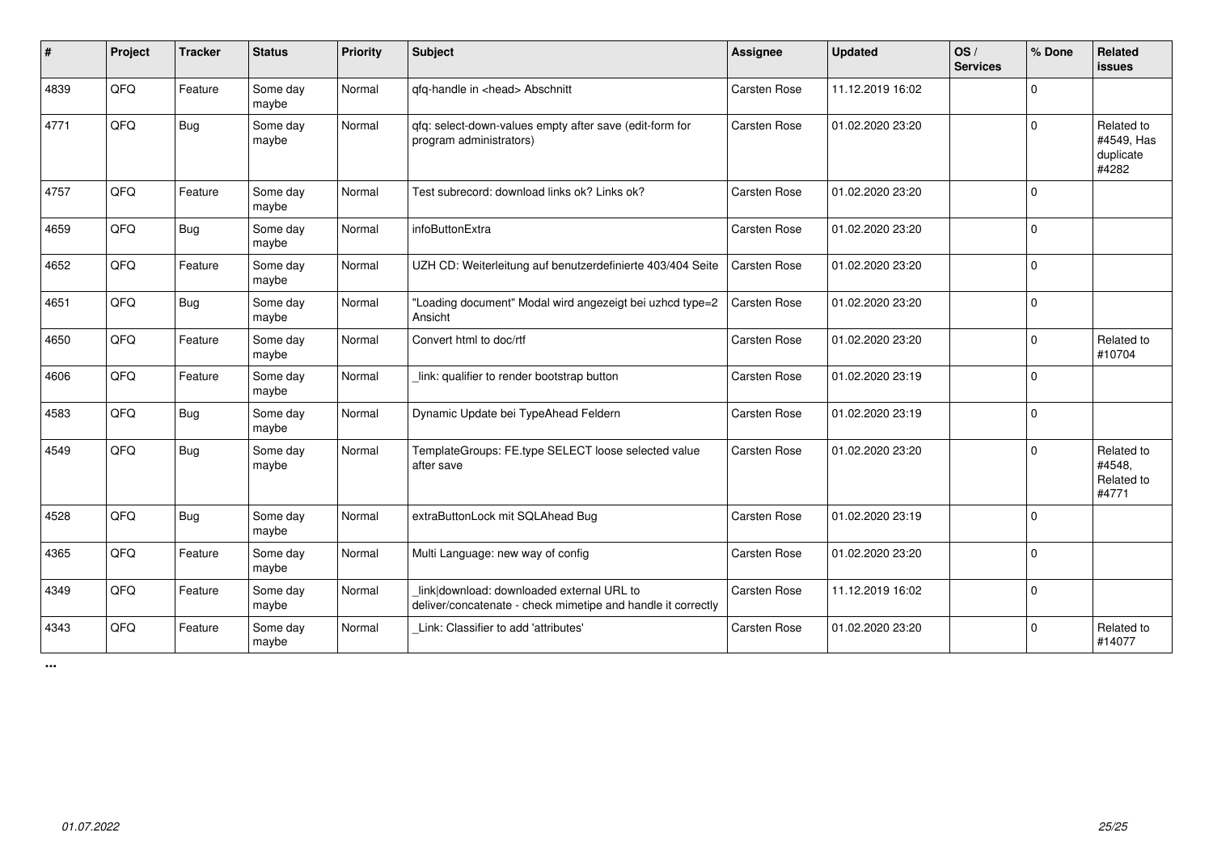| # | Project | Tracker | Status | Priority | Subject | Assignee | Updated | OS / Services | % Done | Related issues |
|---|---|---|---|---|---|---|---|---|---|---|
| 4839 | QFQ | Feature | Some day maybe | Normal | qfq-handle in <head> Abschnitt | Carsten Rose | 11.12.2019 16:02 | | 0 | |
| 4771 | QFQ | Bug | Some day maybe | Normal | qfq: select-down-values empty after save (edit-form for program administrators) | Carsten Rose | 01.02.2020 23:20 | | 0 | Related to #4549, Has duplicate #4282 |
| 4757 | QFQ | Feature | Some day maybe | Normal | Test subrecord: download links ok? Links ok? | Carsten Rose | 01.02.2020 23:20 | | 0 | |
| 4659 | QFQ | Bug | Some day maybe | Normal | infoButtonExtra | Carsten Rose | 01.02.2020 23:20 | | 0 | |
| 4652 | QFQ | Feature | Some day maybe | Normal | UZH CD: Weiterleitung auf benutzerdefinierte 403/404 Seite | Carsten Rose | 01.02.2020 23:20 | | 0 | |
| 4651 | QFQ | Bug | Some day maybe | Normal | "Loading document" Modal wird angezeigt bei uzhcd type=2 Ansicht | Carsten Rose | 01.02.2020 23:20 | | 0 | |
| 4650 | QFQ | Feature | Some day maybe | Normal | Convert html to doc/rtf | Carsten Rose | 01.02.2020 23:20 | | 0 | Related to #10704 |
| 4606 | QFQ | Feature | Some day maybe | Normal | _link: qualifier to render bootstrap button | Carsten Rose | 01.02.2020 23:19 | | 0 | |
| 4583 | QFQ | Bug | Some day maybe | Normal | Dynamic Update bei TypeAhead Feldern | Carsten Rose | 01.02.2020 23:19 | | 0 | |
| 4549 | QFQ | Bug | Some day maybe | Normal | TemplateGroups: FE.type SELECT loose selected value after save | Carsten Rose | 01.02.2020 23:20 | | 0 | Related to #4548, Related to #4771 |
| 4528 | QFQ | Bug | Some day maybe | Normal | extraButtonLock mit SQLAhead Bug | Carsten Rose | 01.02.2020 23:19 | | 0 | |
| 4365 | QFQ | Feature | Some day maybe | Normal | Multi Language: new way of config | Carsten Rose | 01.02.2020 23:20 | | 0 | |
| 4349 | QFQ | Feature | Some day maybe | Normal | _link\|download: downloaded external URL to deliver/concatenate - check mimetipe and handle it correctly | Carsten Rose | 11.12.2019 16:02 | | 0 | |
| 4343 | QFQ | Feature | Some day maybe | Normal | _Link: Classifier to add 'attributes' | Carsten Rose | 01.02.2020 23:20 | | 0 | Related to #14077 |

...